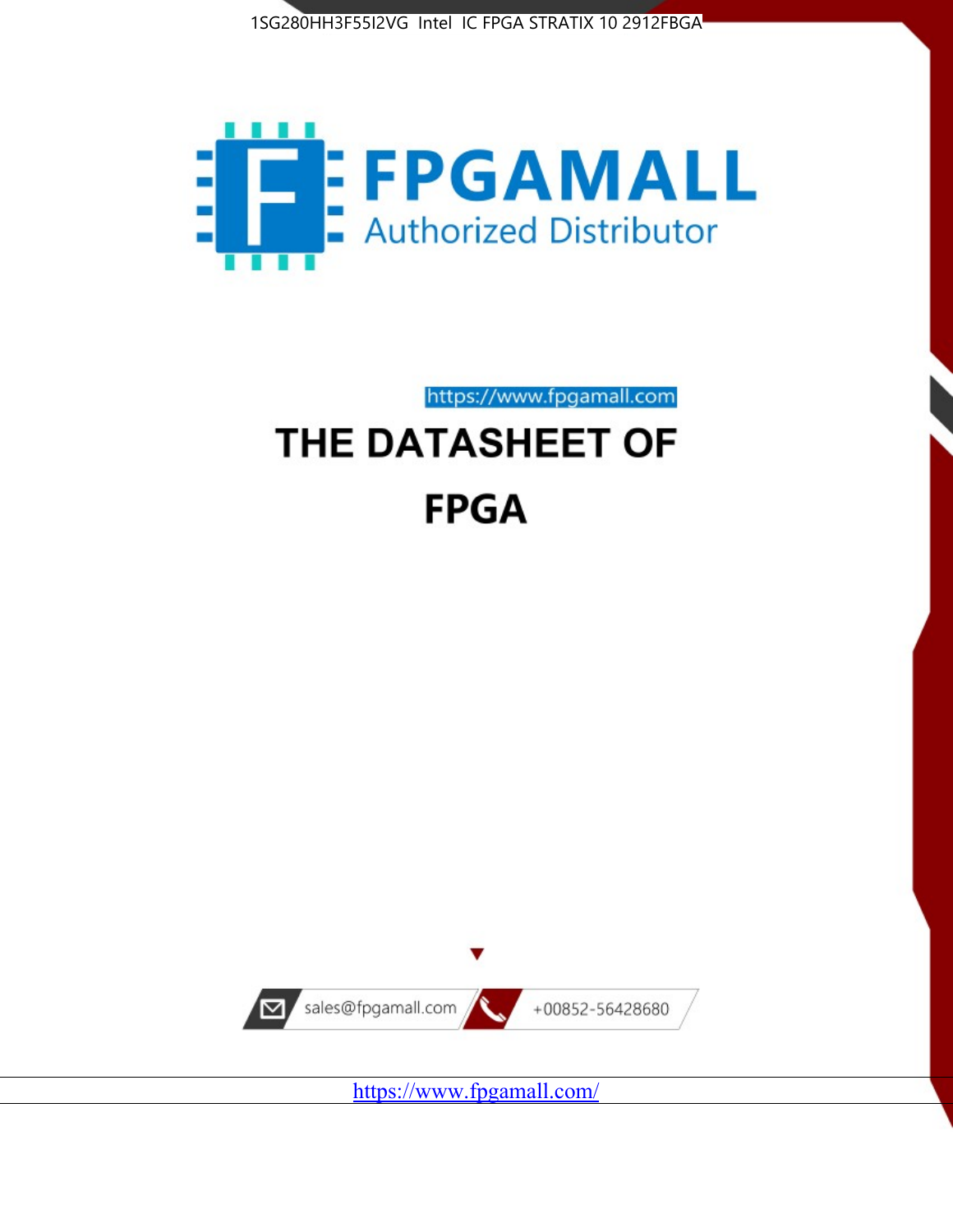1SG280HH3F55I2VG Intel IC FPGA STRATIX 10 2912FBGA

FPGAMALL

Authorized Distributor

https://www.fpgamall.com

# THE DATASHEET OF

# FPGA

sales@fpgamall.com

+00852-56428680

https://www.fpgamall.com/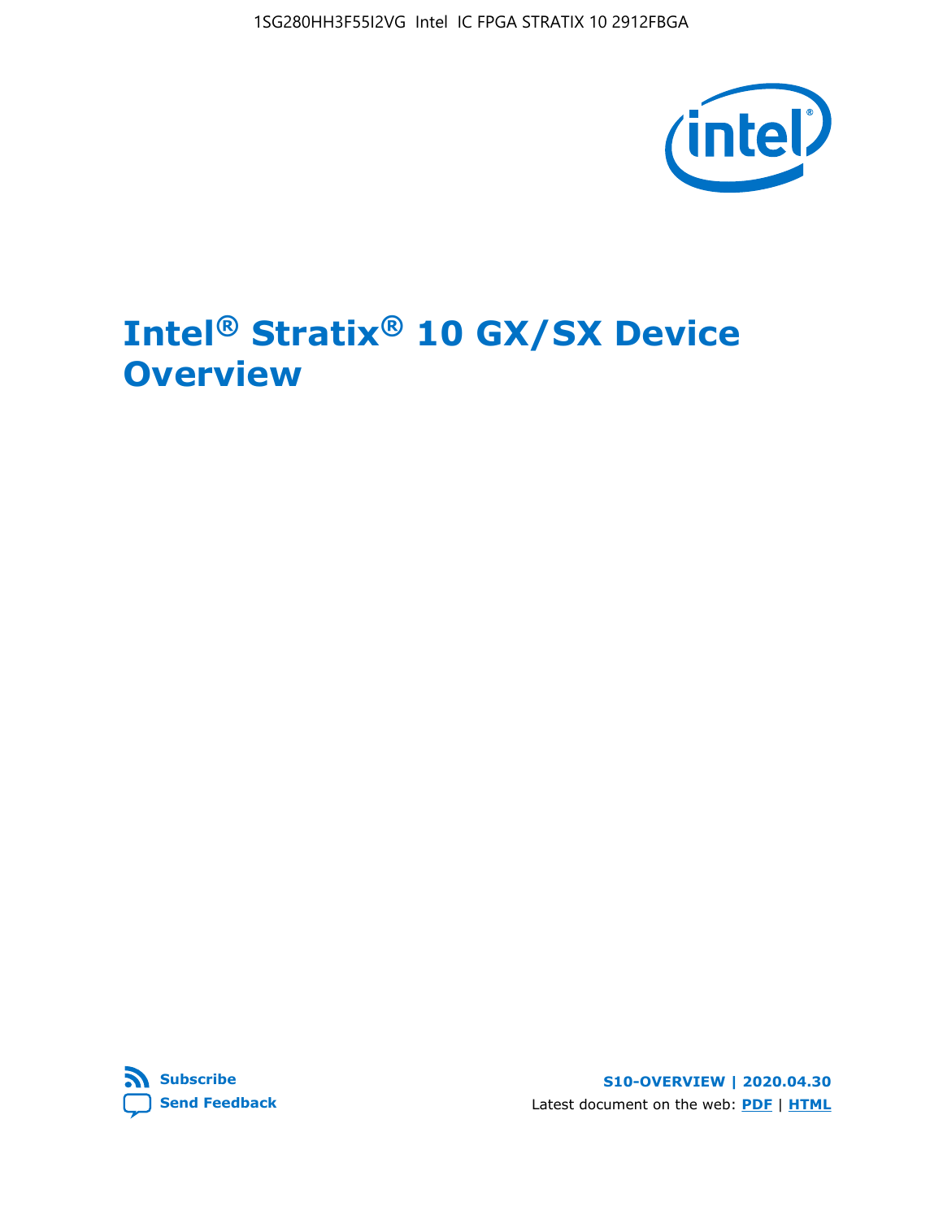# Intel® Stratix® 10 GX/SX Device Overview

Subscribe

Send Feedback

S10-OVERVIEW | 2020.04.30

Latest document on the web: PDF | HTML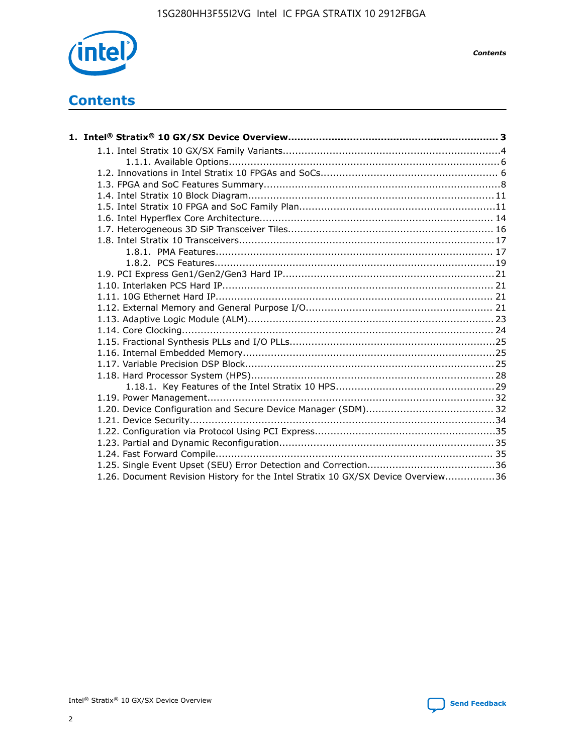# Contents

**1. Intel® Stratix® 10 GX/SX Device Overview................................................................... 3**

1.1. Intel Stratix 10 GX/SX Family Variants.....................................................................4

1.1.1. Available Options......................................................................................6

1.2. Innovations in Intel Stratix 10 FPGAs and SoCs........................................................ 6

1.3. FPGA and SoC Features Summary...........................................................................8

1.4. Intel Stratix 10 Block Diagram..............................................................................11

1.5. Intel Stratix 10 FPGA and SoC Family Plan..............................................................11

1.6. Intel Hyperflex Core Architecture.......................................................................... 14

1.7. Heterogeneous 3D SiP Transceiver Tiles................................................................. 16

1.8. Intel Stratix 10 Transceivers................................................................................17

1.8.1. PMA Features........................................................................................ 17

1.8.2. PCS Features.........................................................................................19

1.9. PCI Express Gen1/Gen2/Gen3 Hard IP..................................................................21

1.10. Interlaken PCS Hard IP...................................................................................... 21

1.11. 10G Ethernet Hard IP........................................................................................ 21

1.12. External Memory and General Purpose I/O........................................................... 21

1.13. Adaptive Logic Module (ALM).............................................................................. 23

1.14. Core Clocking................................................................................................... 24

1.15. Fractional Synthesis PLLs and I/O PLLs.................................................................25

1.16. Internal Embedded Memory................................................................................25

1.17. Variable Precision DSP Block...............................................................................25

1.18. Hard Processor System (HPS).............................................................................28

1.18.1. Key Features of the Intel Stratix 10 HPS..................................................29

1.19. Power Management.......................................................................................... 32

1.20. Device Configuration and Secure Device Manager (SDM)........................................ 32

1.21. Device Security.................................................................................................34

1.22. Configuration via Protocol Using PCI Express.........................................................35

1.23. Partial and Dynamic Reconfiguration....................................................................35

1.24. Fast Forward Compile........................................................................................ 35

1.25. Single Event Upset (SEU) Error Detection and Correction........................................36

1.26. Document Revision History for the Intel Stratix 10 GX/SX Device Overview................36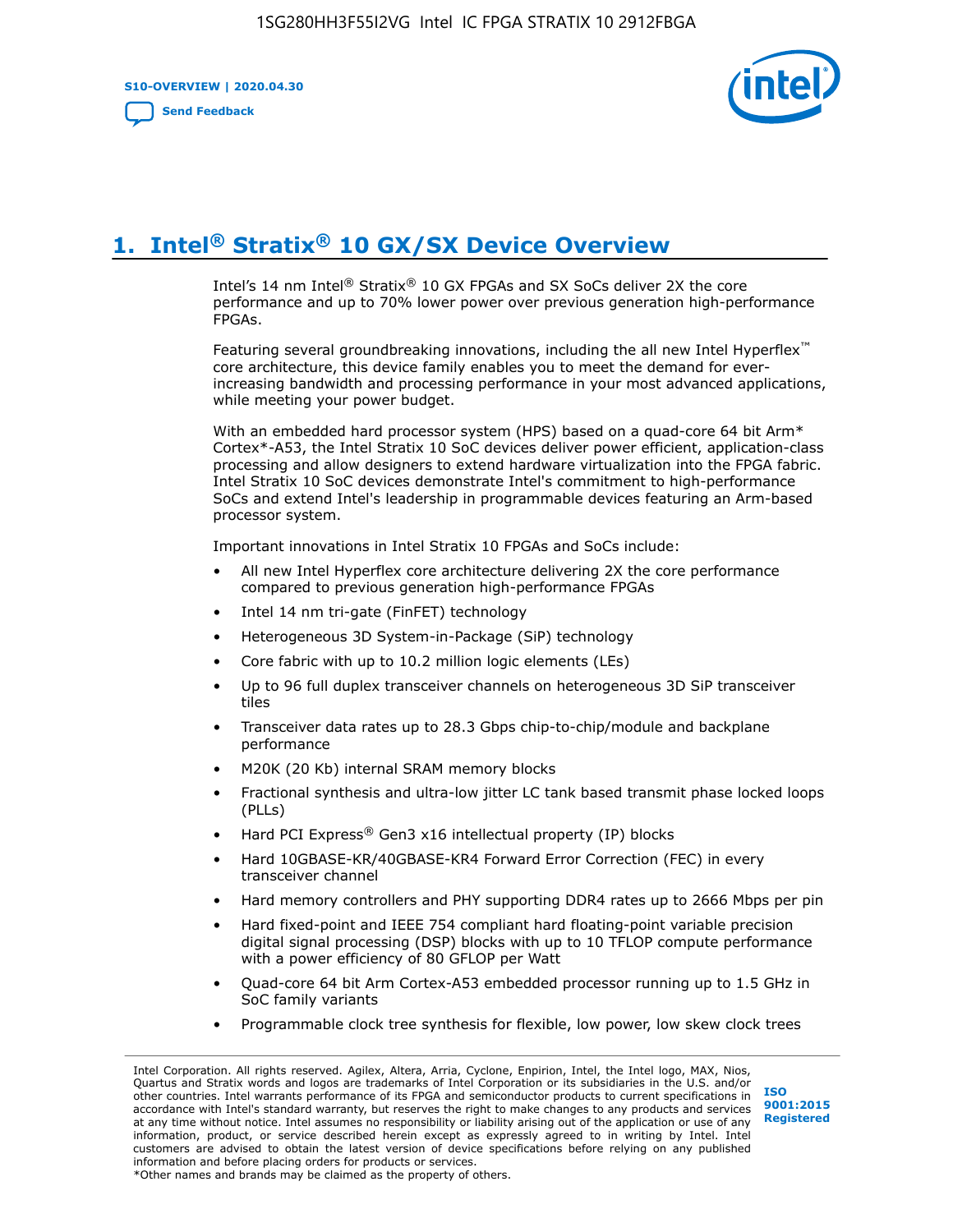# 1. Intel® Stratix® 10 GX/SX Device Overview

Intel's 14 nm Intel® Stratix® 10 GX FPGAs and SX SoCs deliver 2X the core performance and up to 70% lower power over previous generation high-performance FPGAs.

Featuring several groundbreaking innovations, including the all new Intel Hyperflex™ core architecture, this device family enables you to meet the demand for ever-increasing bandwidth and processing performance in your most advanced applications, while meeting your power budget.

With an embedded hard processor system (HPS) based on a quad-core 64 bit Arm* Cortex*-A53, the Intel Stratix 10 SoC devices deliver power efficient, application-class processing and allow designers to extend hardware virtualization into the FPGA fabric. Intel Stratix 10 SoC devices demonstrate Intel's commitment to high-performance SoCs and extend Intel's leadership in programmable devices featuring an Arm-based processor system.

Important innovations in Intel Stratix 10 FPGAs and SoCs include:

- All new Intel Hyperflex core architecture delivering 2X the core performance compared to previous generation high-performance FPGAs
- Intel 14 nm tri-gate (FinFET) technology
- Heterogeneous 3D System-in-Package (SiP) technology
- Core fabric with up to 10.2 million logic elements (LEs)
- Up to 96 full duplex transceiver channels on heterogeneous 3D SiP transceiver tiles
- Transceiver data rates up to 28.3 Gbps chip-to-chip/module and backplane performance
- M20K (20 Kb) internal SRAM memory blocks
- Fractional synthesis and ultra-low jitter LC tank based transmit phase locked loops (PLLs)
- Hard PCI Express® Gen3 x16 intellectual property (IP) blocks
- Hard 10GBASE-KR/40GBASE-KR4 Forward Error Correction (FEC) in every transceiver channel
- Hard memory controllers and PHY supporting DDR4 rates up to 2666 Mbps per pin
- Hard fixed-point and IEEE 754 compliant hard floating-point variable precision digital signal processing (DSP) blocks with up to 10 TFLOP compute performance with a power efficiency of 80 GFLOP per Watt
- Quad-core 64 bit Arm Cortex-A53 embedded processor running up to 1.5 GHz in SoC family variants
- Programmable clock tree synthesis for flexible, low power, low skew clock trees

Intel Corporation. All rights reserved. Agilex, Altera, Arria, Cyclone, Enpirion, Intel, the Intel logo, MAX, Nios, Quartus and Stratix words and logos are trademarks of Intel Corporation or its subsidiaries in the U.S. and/or other countries. Intel warrants performance of its FPGA and semiconductor products to current specifications in accordance with Intel's standard warranty, but reserves the right to make changes to any products and services at any time without notice. Intel assumes no responsibility or liability arising out of the application or use of any information, product, or service described herein except as expressly agreed to in writing by Intel. Intel customers are advised to obtain the latest version of device specifications before relying on any published information and before placing orders for products or services.
*Other names and brands may be claimed as the property of others.

ISO 9001:2015 Registered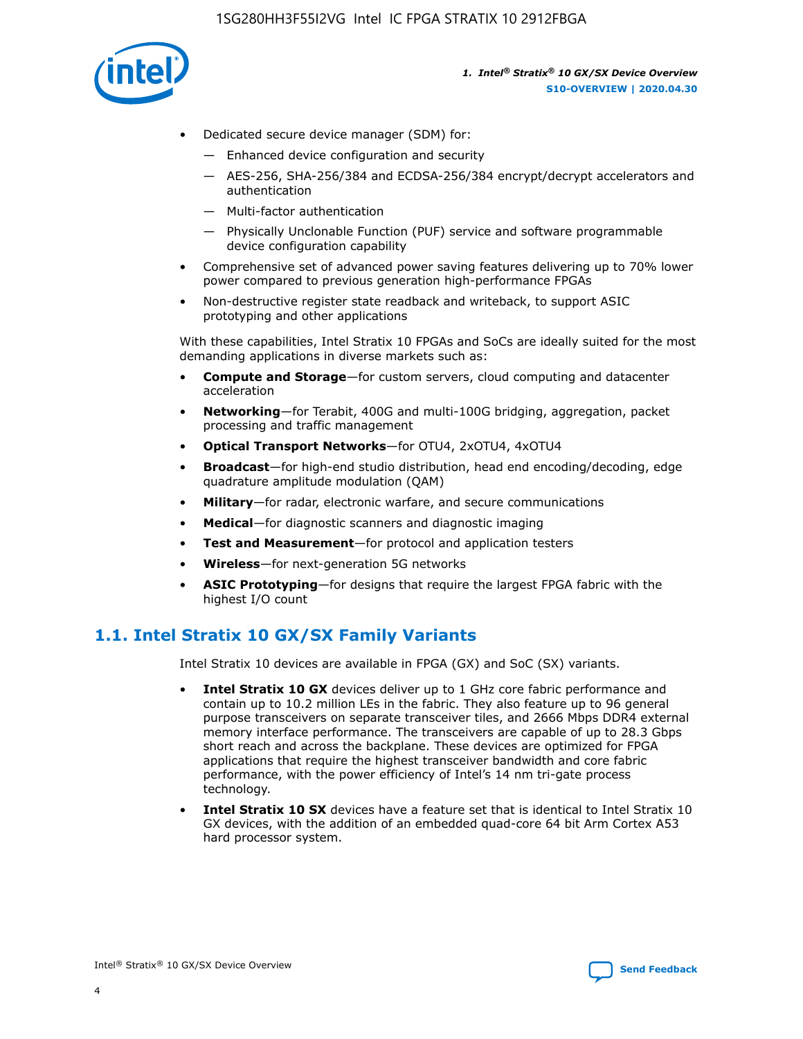- Dedicated secure device manager (SDM) for:
  - — Enhanced device configuration and security
  - — AES-256, SHA-256/384 and ECDSA-256/384 encrypt/decrypt accelerators and authentication
  - — Multi-factor authentication
  - — Physically Unclonable Function (PUF) service and software programmable device configuration capability
- Comprehensive set of advanced power saving features delivering up to 70% lower power compared to previous generation high-performance FPGAs
- Non-destructive register state readback and writeback, to support ASIC prototyping and other applications

With these capabilities, Intel Stratix 10 FPGAs and SoCs are ideally suited for the most demanding applications in diverse markets such as:

- **Compute and Storage**—for custom servers, cloud computing and datacenter acceleration
- **Networking**—for Terabit, 400G and multi-100G bridging, aggregation, packet processing and traffic management
- **Optical Transport Networks**—for OTU4, 2xOTU4, 4xOTU4
- **Broadcast**—for high-end studio distribution, head end encoding/decoding, edge quadrature amplitude modulation (QAM)
- **Military**—for radar, electronic warfare, and secure communications
- **Medical**—for diagnostic scanners and diagnostic imaging
- **Test and Measurement**—for protocol and application testers
- **Wireless**—for next-generation 5G networks
- **ASIC Prototyping**—for designs that require the largest FPGA fabric with the highest I/O count

## 1.1. Intel Stratix 10 GX/SX Family Variants

Intel Stratix 10 devices are available in FPGA (GX) and SoC (SX) variants.

- **Intel Stratix 10 GX** devices deliver up to 1 GHz core fabric performance and contain up to 10.2 million LEs in the fabric. They also feature up to 96 general purpose transceivers on separate transceiver tiles, and 2666 Mbps DDR4 external memory interface performance. The transceivers are capable of up to 28.3 Gbps short reach and across the backplane. These devices are optimized for FPGA applications that require the highest transceiver bandwidth and core fabric performance, with the power efficiency of Intel's 14 nm tri-gate process technology.
- **Intel Stratix 10 SX** devices have a feature set that is identical to Intel Stratix 10 GX devices, with the addition of an embedded quad-core 64 bit Arm Cortex A53 hard processor system.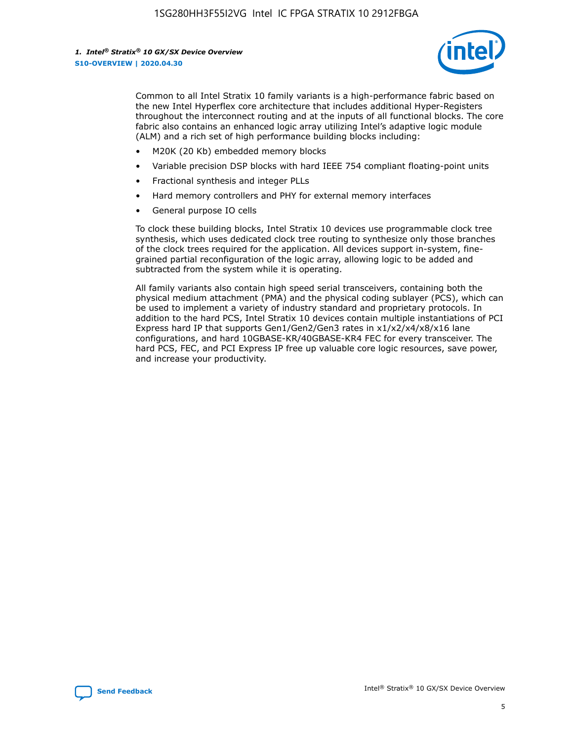Common to all Intel Stratix 10 family variants is a high-performance fabric based on the new Intel Hyperflex core architecture that includes additional Hyper-Registers throughout the interconnect routing and at the inputs of all functional blocks. The core fabric also contains an enhanced logic array utilizing Intel's adaptive logic module (ALM) and a rich set of high performance building blocks including:

- M20K (20 Kb) embedded memory blocks
- Variable precision DSP blocks with hard IEEE 754 compliant floating-point units
- Fractional synthesis and integer PLLs
- Hard memory controllers and PHY for external memory interfaces
- General purpose IO cells

To clock these building blocks, Intel Stratix 10 devices use programmable clock tree synthesis, which uses dedicated clock tree routing to synthesize only those branches of the clock trees required for the application. All devices support in-system, fine-grained partial reconfiguration of the logic array, allowing logic to be added and subtracted from the system while it is operating.

All family variants also contain high speed serial transceivers, containing both the physical medium attachment (PMA) and the physical coding sublayer (PCS), which can be used to implement a variety of industry standard and proprietary protocols. In addition to the hard PCS, Intel Stratix 10 devices contain multiple instantiations of PCI Express hard IP that supports Gen1/Gen2/Gen3 rates in x1/x2/x4/x8/x16 lane configurations, and hard 10GBASE-KR/40GBASE-KR4 FEC for every transceiver. The hard PCS, FEC, and PCI Express IP free up valuable core logic resources, save power, and increase your productivity.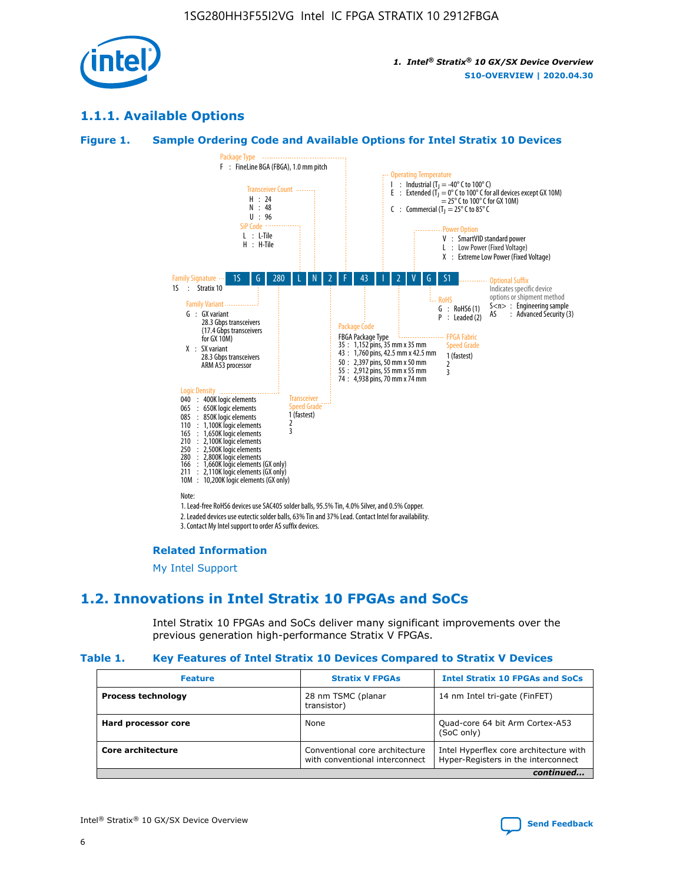## 1.1.1. Available Options

### Figure 1. Sample Ordering Code and Available Options for Intel Stratix 10 Devices

| 1S | G | 280 | L | N | 2 | F | 43 | I | 2 | V | G | S1 |
|---|---|---|---|---|---|---|---|---|---|---|---|---|

**Family Signature**
1S : Stratix 10

**Family Variant**
G : GX variant
28.3 Gbps transceivers
(17.4 Gbps transceivers for GX 10M)
X : SX variant
28.3 Gbps transceivers
ARM A53 processor

**Logic Density**
040 : 400K logic elements
065 : 650K logic elements
085 : 850K logic elements
110 : 1,100K logic elements
165 : 1,650K logic elements
210 : 2,100K logic elements
250 : 2,500K logic elements
280 : 2,800K logic elements
166 : 1,660K logic elements (GX only)
211 : 2,110K logic elements (GX only)
10M : 10,200K logic elements (GX only)

**SiP Code**
L : L-Tile
H : H-Tile

**Transceiver Count**
H : 24
N : 48
U : 96

**Transceiver Speed Grade**
1 (fastest)
2
3

**Package Type**
F : FineLine BGA (FBGA), 1.0 mm pitch

**Package Code**
FBGA Package Type
35 : 1,152 pins, 35 mm x 35 mm
43 : 1,760 pins, 42.5 mm x 42.5 mm
50 : 2,397 pins, 50 mm x 50 mm
55 : 2,912 pins, 55 mm x 55 mm
74 : 4,938 pins, 70 mm x 74 mm

**Operating Temperature**
I : Industrial ($T_J$ = -40° C to 100° C)
E : Extended ($T_J$ = 0° C to 100° C for all devices except GX 10M)
= 25° C to 100° C for GX 10M)
C : Commercial ($T_J$ = 25° C to 85° C

**FPGA Fabric Speed Grade**
1 (fastest)
2
3

**Power Option**
V : SmartVID standard power
L : Low Power (Fixed Voltage)
X : Extreme Low Power (Fixed Voltage)

**RoHS**
G : RoHS6 (1)
P : Leaded (2)

**Optional Suffix**
Indicates specific device options or shipment method
S<n> : Engineering sample
AS : Advanced Security (3)

Note:
1. Lead-free RoHS6 devices use SAC405 solder balls, 95.5% Tin, 4.0% Silver, and 0.5% Copper.
2. Leaded devices use eutectic solder balls, 63% Tin and 37% Lead. Contact Intel for availability.
3. Contact My Intel support to order AS suffix devices.

#### Related Information

My Intel Support

## 1.2. Innovations in Intel Stratix 10 FPGAs and SoCs

Intel Stratix 10 FPGAs and SoCs deliver many significant improvements over the previous generation high-performance Stratix V FPGAs.

### Table 1. Key Features of Intel Stratix 10 Devices Compared to Stratix V Devices

| Feature | Stratix V FPGAs | Intel Stratix 10 FPGAs and SoCs |
|---|---|---|
| **Process technology** | 28 nm TSMC (planar transistor) | 14 nm Intel tri-gate (FinFET) |
| **Hard processor core** | None | Quad-core 64 bit Arm Cortex-A53 (SoC only) |
| **Core architecture** | Conventional core architecture with conventional interconnect | Intel Hyperflex core architecture with Hyper-Registers in the interconnect |
| | | *continued...* |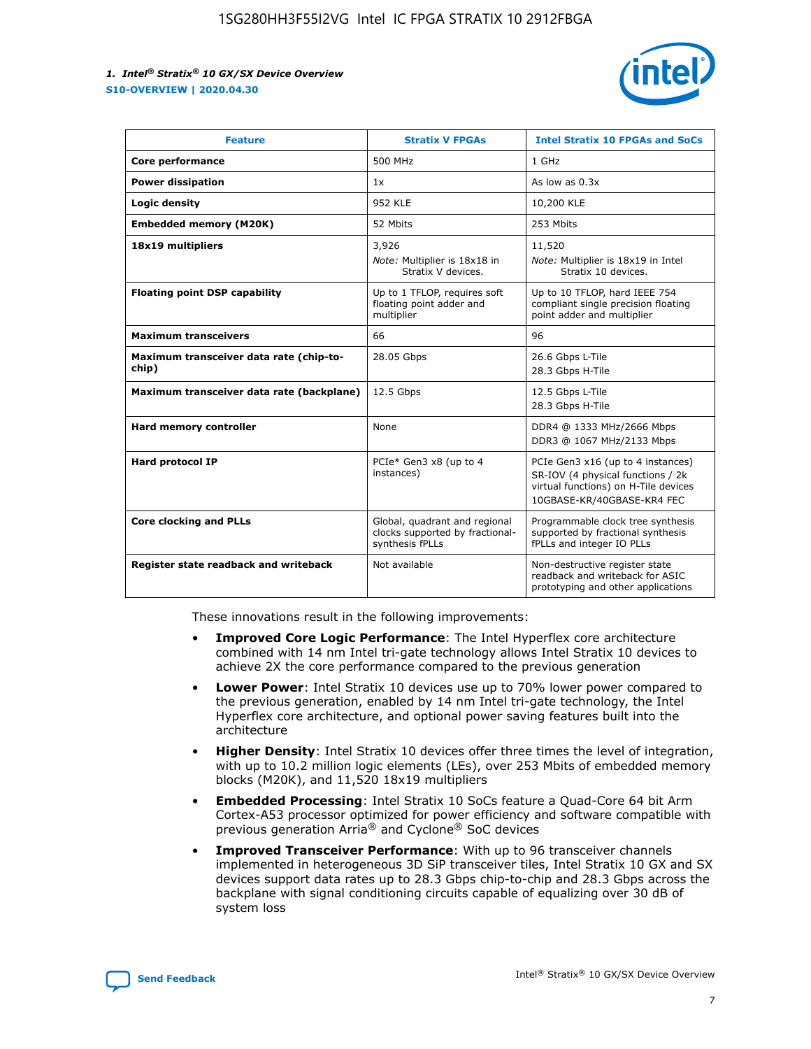| Feature | Stratix V FPGAs | Intel Stratix 10 FPGAs and SoCs |
| --- | --- | --- |
| **Core performance** | 500 MHz | 1 GHz |
| **Power dissipation** | 1x | As low as 0.3x |
| **Logic density** | 952 KLE | 10,200 KLE |
| **Embedded memory (M20K)** | 52 Mbits | 253 Mbits |
| **18x19 multipliers** | 3,926<br>*Note:* Multiplier is 18x18 in Stratix V devices. | 11,520<br>*Note:* Multiplier is 18x19 in Intel Stratix 10 devices. |
| **Floating point DSP capability** | Up to 1 TFLOP, requires soft floating point adder and multiplier | Up to 10 TFLOP, hard IEEE 754 compliant single precision floating point adder and multiplier |
| **Maximum transceivers** | 66 | 96 |
| **Maximum transceiver data rate (chip-to-chip)** | 28.05 Gbps | 26.6 Gbps L-Tile<br>28.3 Gbps H-Tile |
| **Maximum transceiver data rate (backplane)** | 12.5 Gbps | 12.5 Gbps L-Tile<br>28.3 Gbps H-Tile |
| **Hard memory controller** | None | DDR4 @ 1333 MHz/2666 Mbps<br>DDR3 @ 1067 MHz/2133 Mbps |
| **Hard protocol IP** | PCIe* Gen3 x8 (up to 4 instances) | PCIe Gen3 x16 (up to 4 instances)<br>SR-IOV (4 physical functions / 2k virtual functions) on H-Tile devices<br>10GBASE-KR/40GBASE-KR4 FEC |
| **Core clocking and PLLs** | Global, quadrant and regional clocks supported by fractional-synthesis fPLLs | Programmable clock tree synthesis supported by fractional synthesis fPLLs and integer IO PLLs |
| **Register state readback and writeback** | Not available | Non-destructive register state readback and writeback for ASIC prototyping and other applications |

These innovations result in the following improvements:

- **Improved Core Logic Performance**: The Intel Hyperflex core architecture combined with 14 nm Intel tri-gate technology allows Intel Stratix 10 devices to achieve 2X the core performance compared to the previous generation
- **Lower Power**: Intel Stratix 10 devices use up to 70% lower power compared to the previous generation, enabled by 14 nm Intel tri-gate technology, the Intel Hyperflex core architecture, and optional power saving features built into the architecture
- **Higher Density**: Intel Stratix 10 devices offer three times the level of integration, with up to 10.2 million logic elements (LEs), over 253 Mbits of embedded memory blocks (M20K), and 11,520 18x19 multipliers
- **Embedded Processing**: Intel Stratix 10 SoCs feature a Quad-Core 64 bit Arm Cortex-A53 processor optimized for power efficiency and software compatible with previous generation Arria® and Cyclone® SoC devices
- **Improved Transceiver Performance**: With up to 96 transceiver channels implemented in heterogeneous 3D SiP transceiver tiles, Intel Stratix 10 GX and SX devices support data rates up to 28.3 Gbps chip-to-chip and 28.3 Gbps across the backplane with signal conditioning circuits capable of equalizing over 30 dB of system loss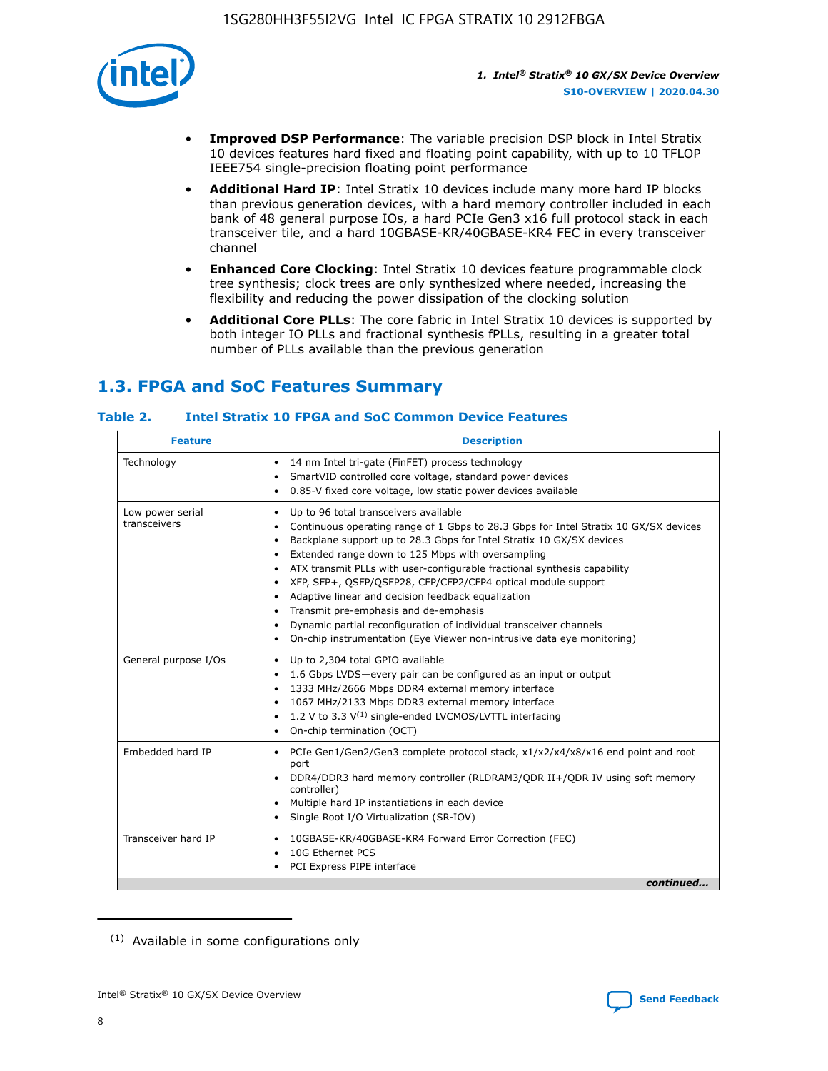- **Improved DSP Performance**: The variable precision DSP block in Intel Stratix 10 devices features hard fixed and floating point capability, with up to 10 TFLOP IEEE754 single-precision floating point performance
- **Additional Hard IP**: Intel Stratix 10 devices include many more hard IP blocks than previous generation devices, with a hard memory controller included in each bank of 48 general purpose IOs, a hard PCIe Gen3 x16 full protocol stack in each transceiver tile, and a hard 10GBASE-KR/40GBASE-KR4 FEC in every transceiver channel
- **Enhanced Core Clocking**: Intel Stratix 10 devices feature programmable clock tree synthesis; clock trees are only synthesized where needed, increasing the flexibility and reducing the power dissipation of the clocking solution
- **Additional Core PLLs**: The core fabric in Intel Stratix 10 devices is supported by both integer IO PLLs and fractional synthesis fPLLs, resulting in a greater total number of PLLs available than the previous generation

## 1.3. FPGA and SoC Features Summary

### Table 2. Intel Stratix 10 FPGA and SoC Common Device Features

| Feature | Description |
|---|---|
| Technology | • 14 nm Intel tri-gate (FinFET) process technology<br>• SmartVID controlled core voltage, standard power devices<br>• 0.85-V fixed core voltage, low static power devices available |
| Low power serial transceivers | • Up to 96 total transceivers available<br>• Continuous operating range of 1 Gbps to 28.3 Gbps for Intel Stratix 10 GX/SX devices<br>• Backplane support up to 28.3 Gbps for Intel Stratix 10 GX/SX devices<br>• Extended range down to 125 Mbps with oversampling<br>• ATX transmit PLLs with user-configurable fractional synthesis capability<br>• XFP, SFP+, QSFP/QSFP28, CFP/CFP2/CFP4 optical module support<br>• Adaptive linear and decision feedback equalization<br>• Transmit pre-emphasis and de-emphasis<br>• Dynamic partial reconfiguration of individual transceiver channels<br>• On-chip instrumentation (Eye Viewer non-intrusive data eye monitoring) |
| General purpose I/Os | • Up to 2,304 total GPIO available<br>• 1.6 Gbps LVDS—every pair can be configured as an input or output<br>• 1333 MHz/2666 Mbps DDR4 external memory interface<br>• 1067 MHz/2133 Mbps DDR3 external memory interface<br>• 1.2 V to 3.3 V[1] single-ended LVCMOS/LVTTL interfacing<br>• On-chip termination (OCT) |
| Embedded hard IP | • PCIe Gen1/Gen2/Gen3 complete protocol stack, x1/x2/x4/x8/x16 end point and root port<br>• DDR4/DDR3 hard memory controller (RLDRAM3/QDR II+/QDR IV using soft memory controller)<br>• Multiple hard IP instantiations in each device<br>• Single Root I/O Virtualization (SR-IOV) |
| Transceiver hard IP | • 10GBASE-KR/40GBASE-KR4 Forward Error Correction (FEC)<br>• 10G Ethernet PCS<br>• PCI Express PIPE interface |

*continued...*

(1) Available in some configurations only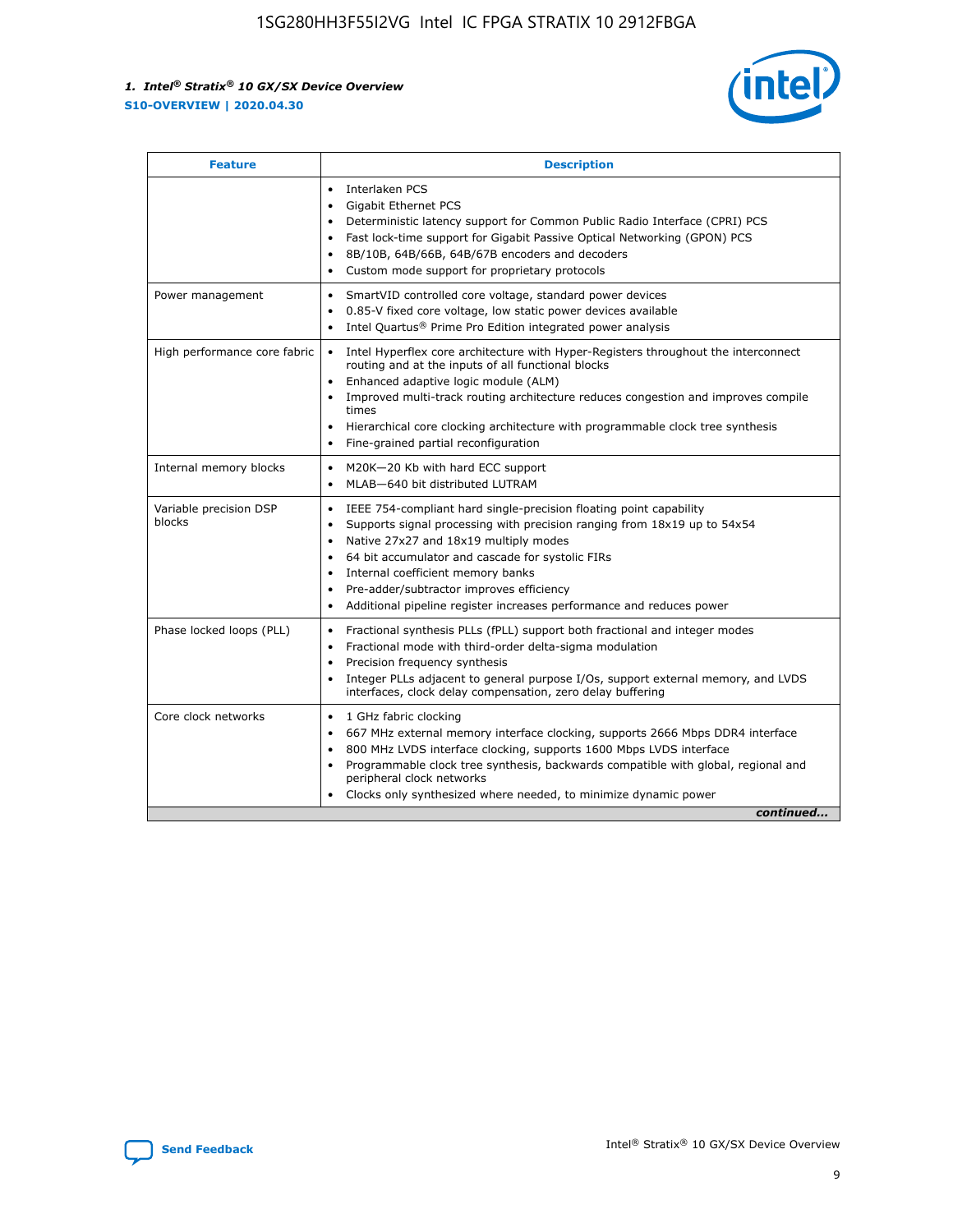| Feature | Description |
| --- | --- |
| | • Interlaken PCS<br>• Gigabit Ethernet PCS<br>• Deterministic latency support for Common Public Radio Interface (CPRI) PCS<br>• Fast lock-time support for Gigabit Passive Optical Networking (GPON) PCS<br>• 8B/10B, 64B/66B, 64B/67B encoders and decoders<br>• Custom mode support for proprietary protocols |
| Power management | • SmartVID controlled core voltage, standard power devices<br>• 0.85-V fixed core voltage, low static power devices available<br>• Intel Quartus® Prime Pro Edition integrated power analysis |
| High performance core fabric | • Intel Hyperflex core architecture with Hyper-Registers throughout the interconnect routing and at the inputs of all functional blocks<br>• Enhanced adaptive logic module (ALM)<br>• Improved multi-track routing architecture reduces congestion and improves compile times<br>• Hierarchical core clocking architecture with programmable clock tree synthesis<br>• Fine-grained partial reconfiguration |
| Internal memory blocks | • M20K—20 Kb with hard ECC support<br>• MLAB—640 bit distributed LUTRAM |
| Variable precision DSP blocks | • IEEE 754-compliant hard single-precision floating point capability<br>• Supports signal processing with precision ranging from 18x19 up to 54x54<br>• Native 27x27 and 18x19 multiply modes<br>• 64 bit accumulator and cascade for systolic FIRs<br>• Internal coefficient memory banks<br>• Pre-adder/subtractor improves efficiency<br>• Additional pipeline register increases performance and reduces power |
| Phase locked loops (PLL) | • Fractional synthesis PLLs (fPLL) support both fractional and integer modes<br>• Fractional mode with third-order delta-sigma modulation<br>• Precision frequency synthesis<br>• Integer PLLs adjacent to general purpose I/Os, support external memory, and LVDS interfaces, clock delay compensation, zero delay buffering |
| Core clock networks | • 1 GHz fabric clocking<br>• 667 MHz external memory interface clocking, supports 2666 Mbps DDR4 interface<br>• 800 MHz LVDS interface clocking, supports 1600 Mbps LVDS interface<br>• Programmable clock tree synthesis, backwards compatible with global, regional and peripheral clock networks<br>• Clocks only synthesized where needed, to minimize dynamic power |

*continued...*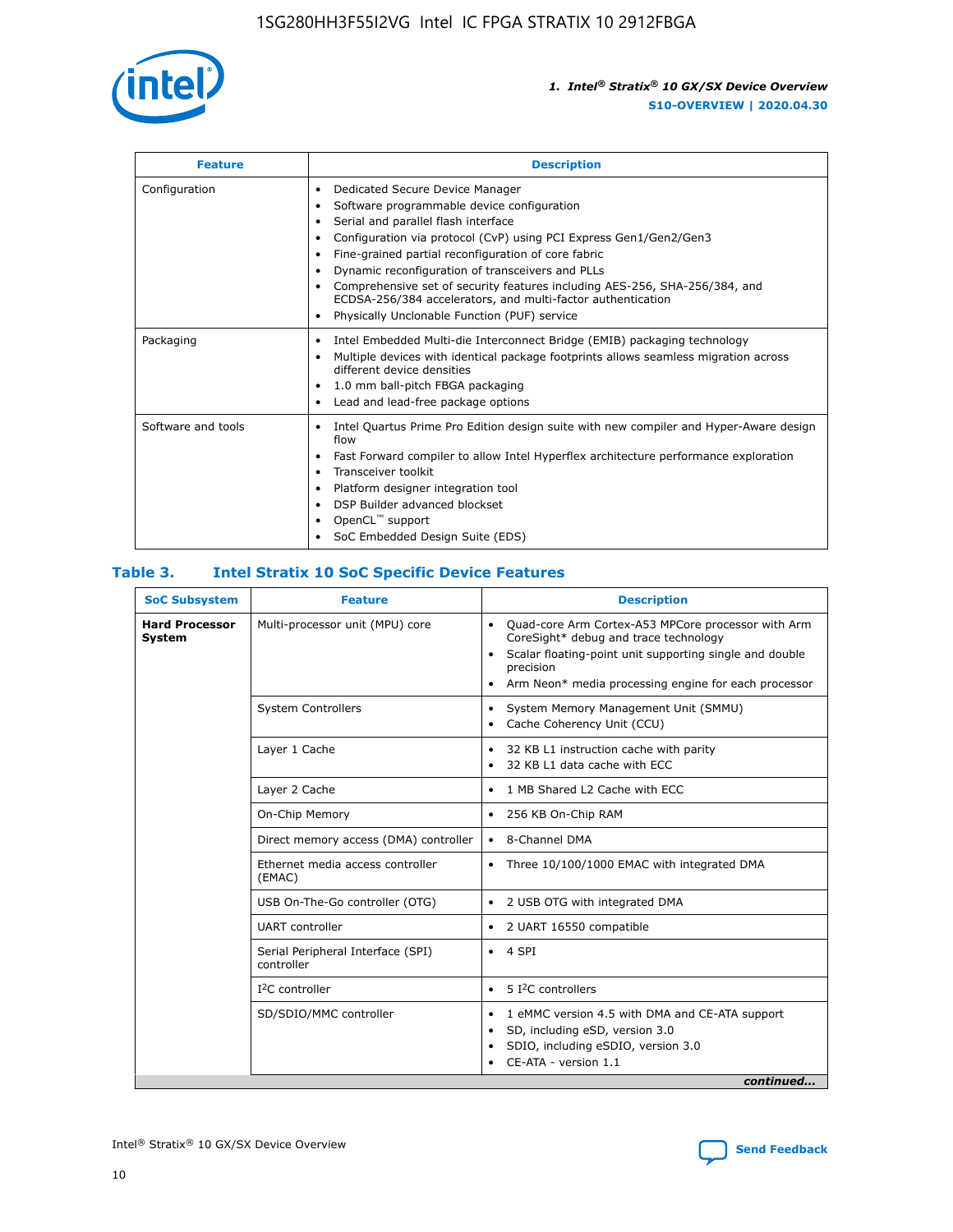| Feature | Description |
| --- | --- |
| Configuration | • Dedicated Secure Device Manager<br>• Software programmable device configuration<br>• Serial and parallel flash interface<br>• Configuration via protocol (CvP) using PCI Express Gen1/Gen2/Gen3<br>• Fine-grained partial reconfiguration of core fabric<br>• Dynamic reconfiguration of transceivers and PLLs<br>• Comprehensive set of security features including AES-256, SHA-256/384, and ECDSA-256/384 accelerators, and multi-factor authentication<br>• Physically Unclonable Function (PUF) service |
| Packaging | • Intel Embedded Multi-die Interconnect Bridge (EMIB) packaging technology<br>• Multiple devices with identical package footprints allows seamless migration across different device densities<br>• 1.0 mm ball-pitch FBGA packaging<br>• Lead and lead-free package options |
| Software and tools | • Intel Quartus Prime Pro Edition design suite with new compiler and Hyper-Aware design flow<br>• Fast Forward compiler to allow Intel Hyperflex architecture performance exploration<br>• Transceiver toolkit<br>• Platform designer integration tool<br>• DSP Builder advanced blockset<br>• OpenCL™ support<br>• SoC Embedded Design Suite (EDS) |

## Table 3. Intel Stratix 10 SoC Specific Device Features

| SoC Subsystem | Feature | Description |
| --- | --- | --- |
| **Hard Processor System** | Multi-processor unit (MPU) core | • Quad-core Arm Cortex-A53 MPCore processor with Arm CoreSight* debug and trace technology<br>• Scalar floating-point unit supporting single and double precision<br>• Arm Neon* media processing engine for each processor |
| | System Controllers | • System Memory Management Unit (SMMU)<br>• Cache Coherency Unit (CCU) |
| | Layer 1 Cache | • 32 KB L1 instruction cache with parity<br>• 32 KB L1 data cache with ECC |
| | Layer 2 Cache | • 1 MB Shared L2 Cache with ECC |
| | On-Chip Memory | • 256 KB On-Chip RAM |
| | Direct memory access (DMA) controller | • 8-Channel DMA |
| | Ethernet media access controller (EMAC) | • Three 10/100/1000 EMAC with integrated DMA |
| | USB On-The-Go controller (OTG) | • 2 USB OTG with integrated DMA |
| | UART controller | • 2 UART 16550 compatible |
| | Serial Peripheral Interface (SPI) controller | • 4 SPI |
| | I²C controller | • 5 I²C controllers |
| | SD/SDIO/MMC controller | • 1 eMMC version 4.5 with DMA and CE-ATA support<br>• SD, including eSD, version 3.0<br>• SDIO, including eSDIO, version 3.0<br>• CE-ATA - version 1.1 |

*continued...*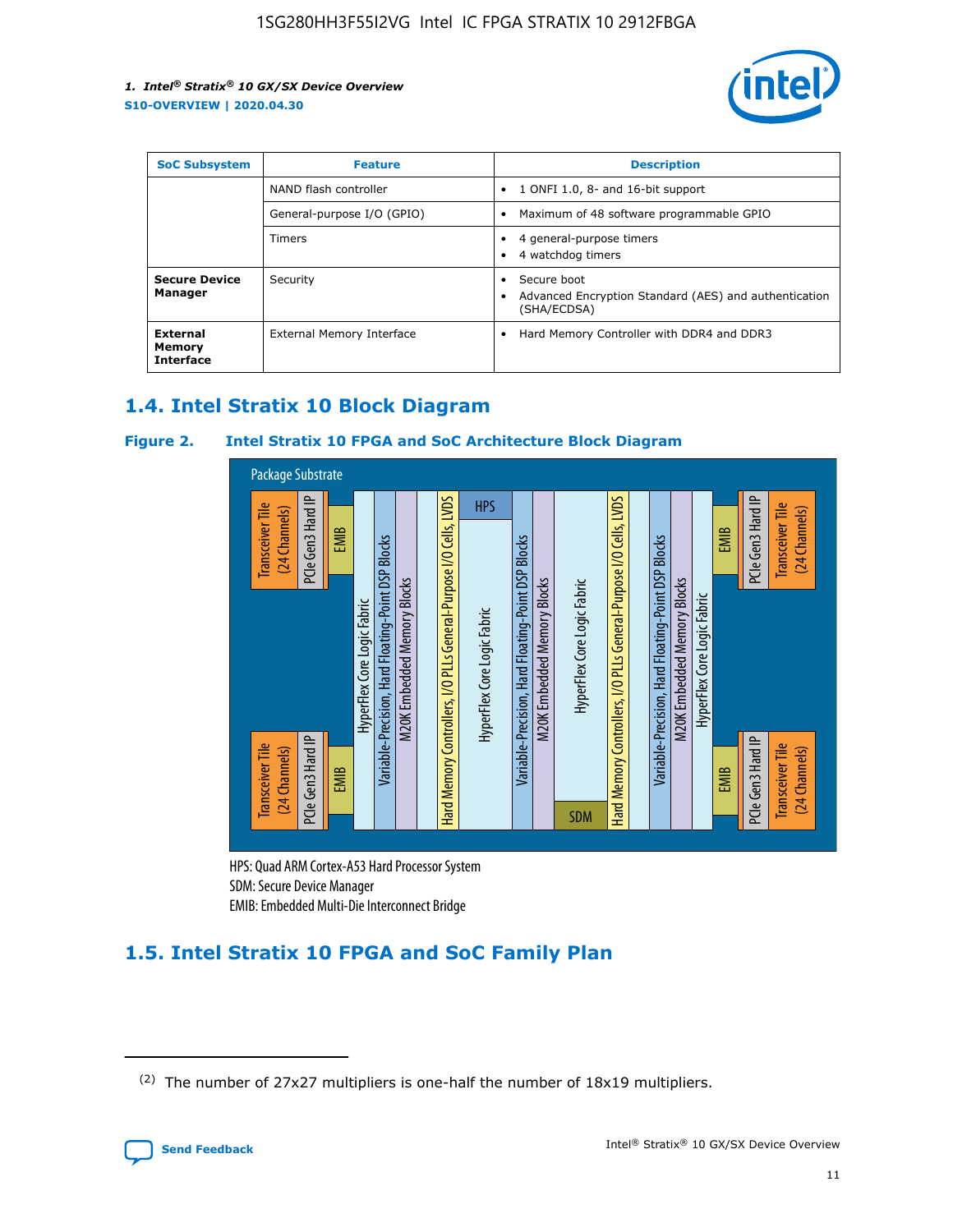| SoC Subsystem | Feature | Description |
| --- | --- | --- |
| | NAND flash controller | • 1 ONFI 1.0, 8- and 16-bit support |
| | General-purpose I/O (GPIO) | • Maximum of 48 software programmable GPIO |
| | Timers | • 4 general-purpose timers<br>• 4 watchdog timers |
| **Secure Device Manager** | Security | • Secure boot<br>• Advanced Encryption Standard (AES) and authentication (SHA/ECDSA) |
| **External Memory Interface** | External Memory Interface | • Hard Memory Controller with DDR4 and DDR3 |

## 1.4. Intel Stratix 10 Block Diagram

### Figure 2. Intel Stratix 10 FPGA and SoC Architecture Block Diagram

Package Substrate

Transceiver Tile (24 Channels) | PCIe Gen3 Hard IP | EMIB | HyperFlex Core Logic Fabric | Variable-Precision, Hard Floating-Point DSP Blocks | M20K Embedded Memory Blocks | Hard Memory Controllers, I/O PLLs General-Purpose I/O Cells, LVDS | HPS | HyperFlex Core Logic Fabric | Variable-Precision, Hard Floating-Point DSP Blocks | M20K Embedded Memory Blocks | HyperFlex Core Logic Fabric | SDM | Hard Memory Controllers, I/O PLLs General-Purpose I/O Cells, LVDS | Variable-Precision, Hard Floating-Point DSP Blocks | M20K Embedded Memory Blocks | HyperFlex Core Logic Fabric | EMIB | PCIe Gen3 Hard IP | Transceiver Tile (24 Channels)

HPS: Quad ARM Cortex-A53 Hard Processor System
SDM: Secure Device Manager
EMIB: Embedded Multi-Die Interconnect Bridge

## 1.5. Intel Stratix 10 FPGA and SoC Family Plan

---

(2) The number of 27x27 multipliers is one-half the number of 18x19 multipliers.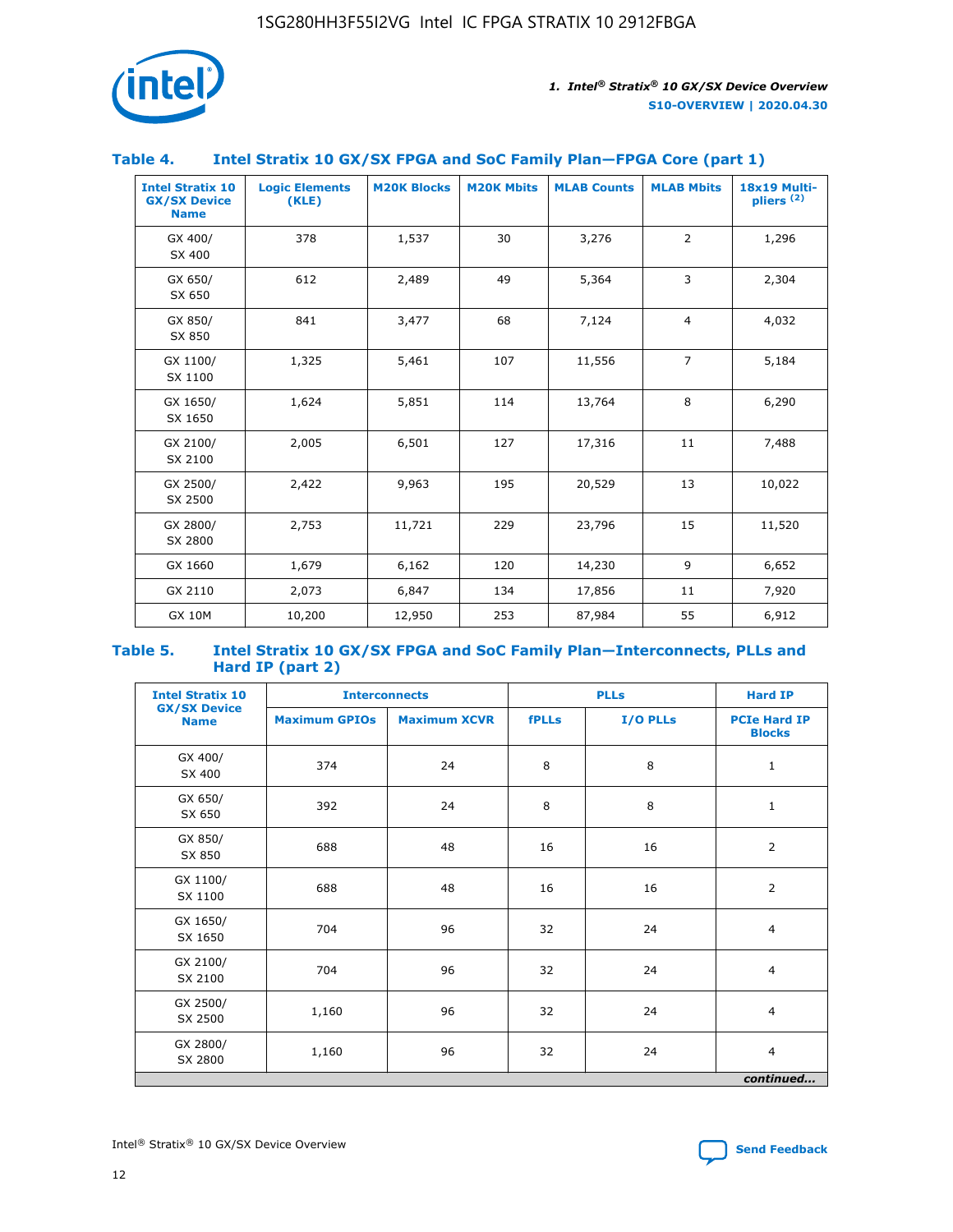### Table 4. Intel Stratix 10 GX/SX FPGA and SoC Family Plan—FPGA Core (part 1)

| Intel Stratix 10 GX/SX Device Name | Logic Elements (KLE) | M20K Blocks | M20K Mbits | MLAB Counts | MLAB Mbits | 18x19 Multi-pliers (2) |
|---|---|---|---|---|---|---|
| GX 400/ SX 400 | 378 | 1,537 | 30 | 3,276 | 2 | 1,296 |
| GX 650/ SX 650 | 612 | 2,489 | 49 | 5,364 | 3 | 2,304 |
| GX 850/ SX 850 | 841 | 3,477 | 68 | 7,124 | 4 | 4,032 |
| GX 1100/ SX 1100 | 1,325 | 5,461 | 107 | 11,556 | 7 | 5,184 |
| GX 1650/ SX 1650 | 1,624 | 5,851 | 114 | 13,764 | 8 | 6,290 |
| GX 2100/ SX 2100 | 2,005 | 6,501 | 127 | 17,316 | 11 | 7,488 |
| GX 2500/ SX 2500 | 2,422 | 9,963 | 195 | 20,529 | 13 | 10,022 |
| GX 2800/ SX 2800 | 2,753 | 11,721 | 229 | 23,796 | 15 | 11,520 |
| GX 1660 | 1,679 | 6,162 | 120 | 14,230 | 9 | 6,652 |
| GX 2110 | 2,073 | 6,847 | 134 | 17,856 | 11 | 7,920 |
| GX 10M | 10,200 | 12,950 | 253 | 87,984 | 55 | 6,912 |

### Table 5. Intel Stratix 10 GX/SX FPGA and SoC Family Plan—Interconnects, PLLs and Hard IP (part 2)

| Intel Stratix 10 GX/SX Device Name | Interconnects | | PLLs | | Hard IP |
|---|---|---|---|---|---|
| | Maximum GPIOs | Maximum XCVR | fPLLs | I/O PLLs | PCIe Hard IP Blocks |
| GX 400/ SX 400 | 374 | 24 | 8 | 8 | 1 |
| GX 650/ SX 650 | 392 | 24 | 8 | 8 | 1 |
| GX 850/ SX 850 | 688 | 48 | 16 | 16 | 2 |
| GX 1100/ SX 1100 | 688 | 48 | 16 | 16 | 2 |
| GX 1650/ SX 1650 | 704 | 96 | 32 | 24 | 4 |
| GX 2100/ SX 2100 | 704 | 96 | 32 | 24 | 4 |
| GX 2500/ SX 2500 | 1,160 | 96 | 32 | 24 | 4 |
| GX 2800/ SX 2800 | 1,160 | 96 | 32 | 24 | 4 |

*continued...*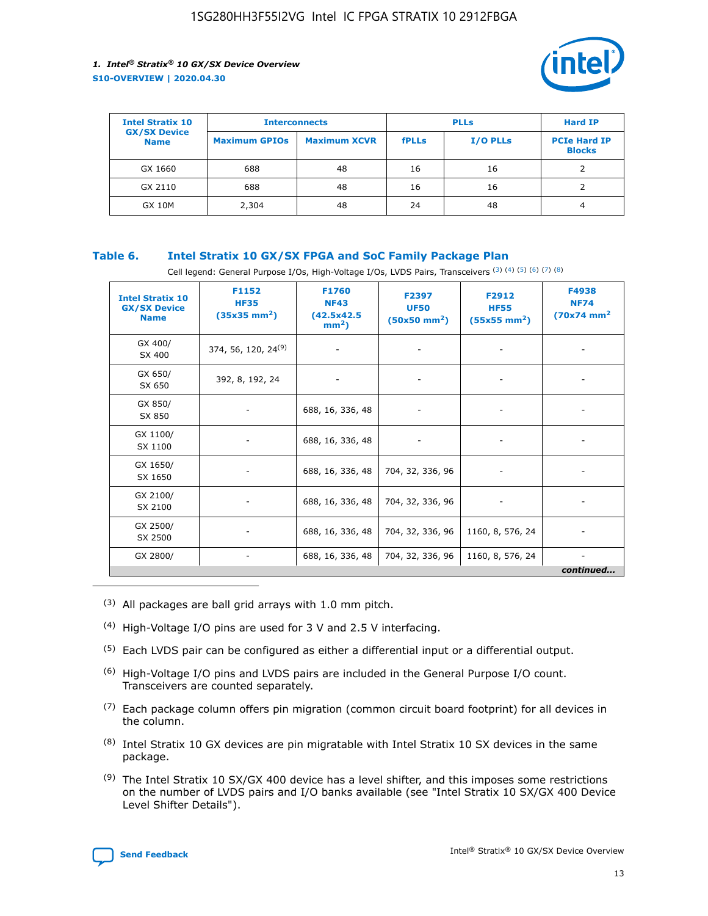| Intel Stratix 10 GX/SX Device Name | Interconnects | | PLLs | | Hard IP |
|---|---|---|---|---|---|
| | Maximum GPIOs | Maximum XCVR | fPLLs | I/O PLLs | PCIe Hard IP Blocks |
| GX 1660 | 688 | 48 | 16 | 16 | 2 |
| GX 2110 | 688 | 48 | 16 | 16 | 2 |
| GX 10M | 2,304 | 48 | 24 | 48 | 4 |

## Table 6. Intel Stratix 10 GX/SX FPGA and SoC Family Package Plan

Cell legend: General Purpose I/Os, High-Voltage I/Os, LVDS Pairs, Transceivers (3) (4) (5) (6) (7) (8)

| Intel Stratix 10 GX/SX Device Name | F1152 HF35 (35x35 mm²) | F1760 NF43 (42.5x42.5 mm²) | F2397 UF50 (50x50 mm²) | F2912 HF55 (55x55 mm²) | F4938 NF74 (70x74 mm² |
|---|---|---|---|---|---|
| GX 400/ SX 400 | 374, 56, 120, 24[9] | - | - | - | - |
| GX 650/ SX 650 | 392, 8, 192, 24 | - | - | - | - |
| GX 850/ SX 850 | - | 688, 16, 336, 48 | - | - | - |
| GX 1100/ SX 1100 | - | 688, 16, 336, 48 | - | - | - |
| GX 1650/ SX 1650 | - | 688, 16, 336, 48 | 704, 32, 336, 96 | - | - |
| GX 2100/ SX 2100 | - | 688, 16, 336, 48 | 704, 32, 336, 96 | - | - |
| GX 2500/ SX 2500 | - | 688, 16, 336, 48 | 704, 32, 336, 96 | 1160, 8, 576, 24 | - |
| GX 2800/ | - | 688, 16, 336, 48 | 704, 32, 336, 96 | 1160, 8, 576, 24 | - |

*continued...*

(3) All packages are ball grid arrays with 1.0 mm pitch.

(4) High-Voltage I/O pins are used for 3 V and 2.5 V interfacing.

(5) Each LVDS pair can be configured as either a differential input or a differential output.

(6) High-Voltage I/O pins and LVDS pairs are included in the General Purpose I/O count. Transceivers are counted separately.

(7) Each package column offers pin migration (common circuit board footprint) for all devices in the column.

(8) Intel Stratix 10 GX devices are pin migratable with Intel Stratix 10 SX devices in the same package.

(9) The Intel Stratix 10 SX/GX 400 device has a level shifter, and this imposes some restrictions on the number of LVDS pairs and I/O banks available (see "Intel Stratix 10 SX/GX 400 Device Level Shifter Details").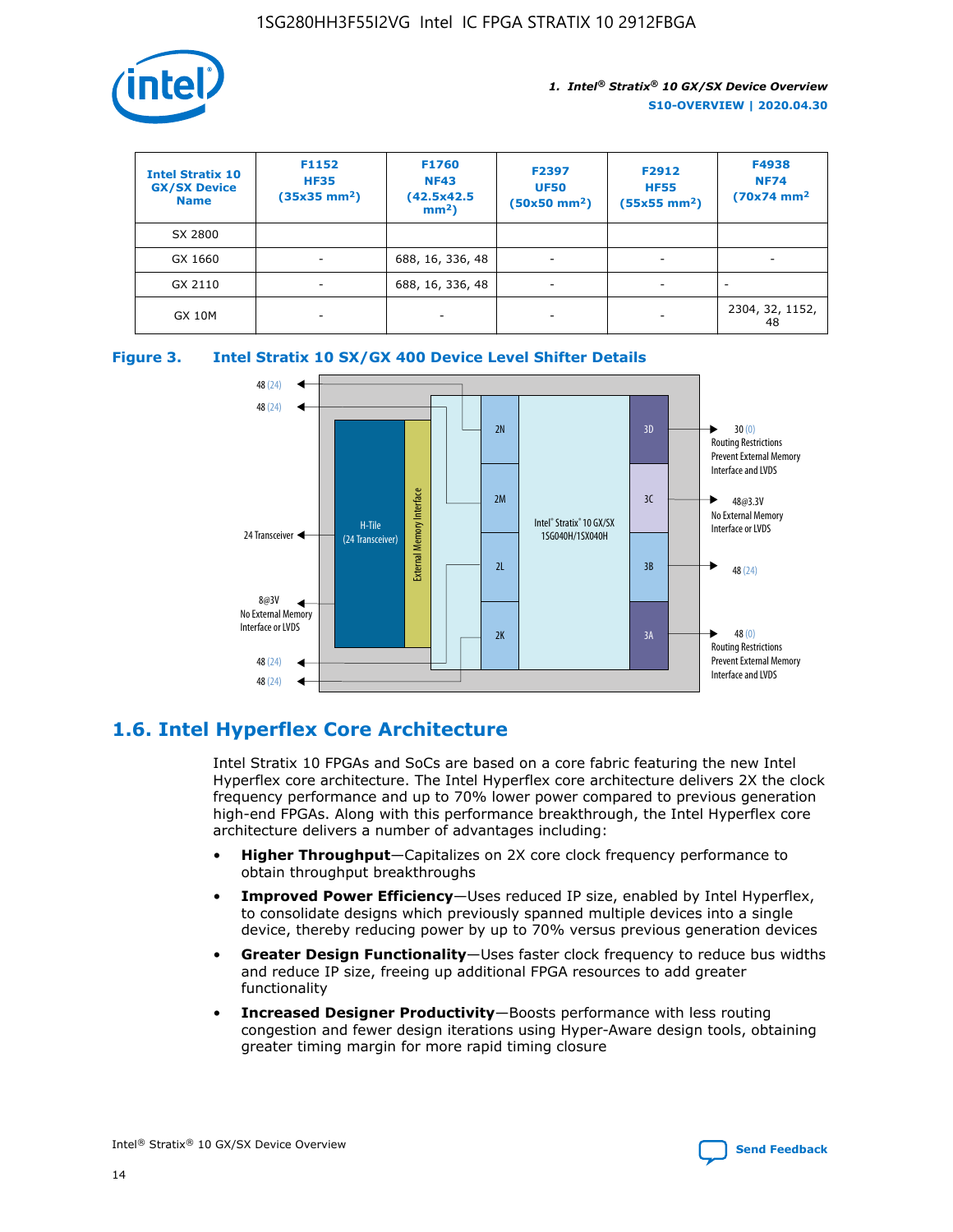| Intel Stratix 10 GX/SX Device Name | F1152 HF35 (35x35 mm²) | F1760 NF43 (42.5x42.5 mm²) | F2397 UF50 (50x50 mm²) | F2912 HF55 (55x55 mm²) | F4938 NF74 (70x74 mm² |
|---|---|---|---|---|---|
| SX 2800 | | | | | |
| GX 1660 | - | 688, 16, 336, 48 | - | - | - |
| GX 2110 | - | 688, 16, 336, 48 | - | - | - |
| GX 10M | - | - | - | - | 2304, 32, 1152, 48 |

**Figure 3. Intel Stratix 10 SX/GX 400 Device Level Shifter Details**

## 1.6. Intel Hyperflex Core Architecture

Intel Stratix 10 FPGAs and SoCs are based on a core fabric featuring the new Intel Hyperflex core architecture. The Intel Hyperflex core architecture delivers 2X the clock frequency performance and up to 70% lower power compared to previous generation high-end FPGAs. Along with this performance breakthrough, the Intel Hyperflex core architecture delivers a number of advantages including:

- **Higher Throughput**—Capitalizes on 2X core clock frequency performance to obtain throughput breakthroughs
- **Improved Power Efficiency**—Uses reduced IP size, enabled by Intel Hyperflex, to consolidate designs which previously spanned multiple devices into a single device, thereby reducing power by up to 70% versus previous generation devices
- **Greater Design Functionality**—Uses faster clock frequency to reduce bus widths and reduce IP size, freeing up additional FPGA resources to add greater functionality
- **Increased Designer Productivity**—Boosts performance with less routing congestion and fewer design iterations using Hyper-Aware design tools, obtaining greater timing margin for more rapid timing closure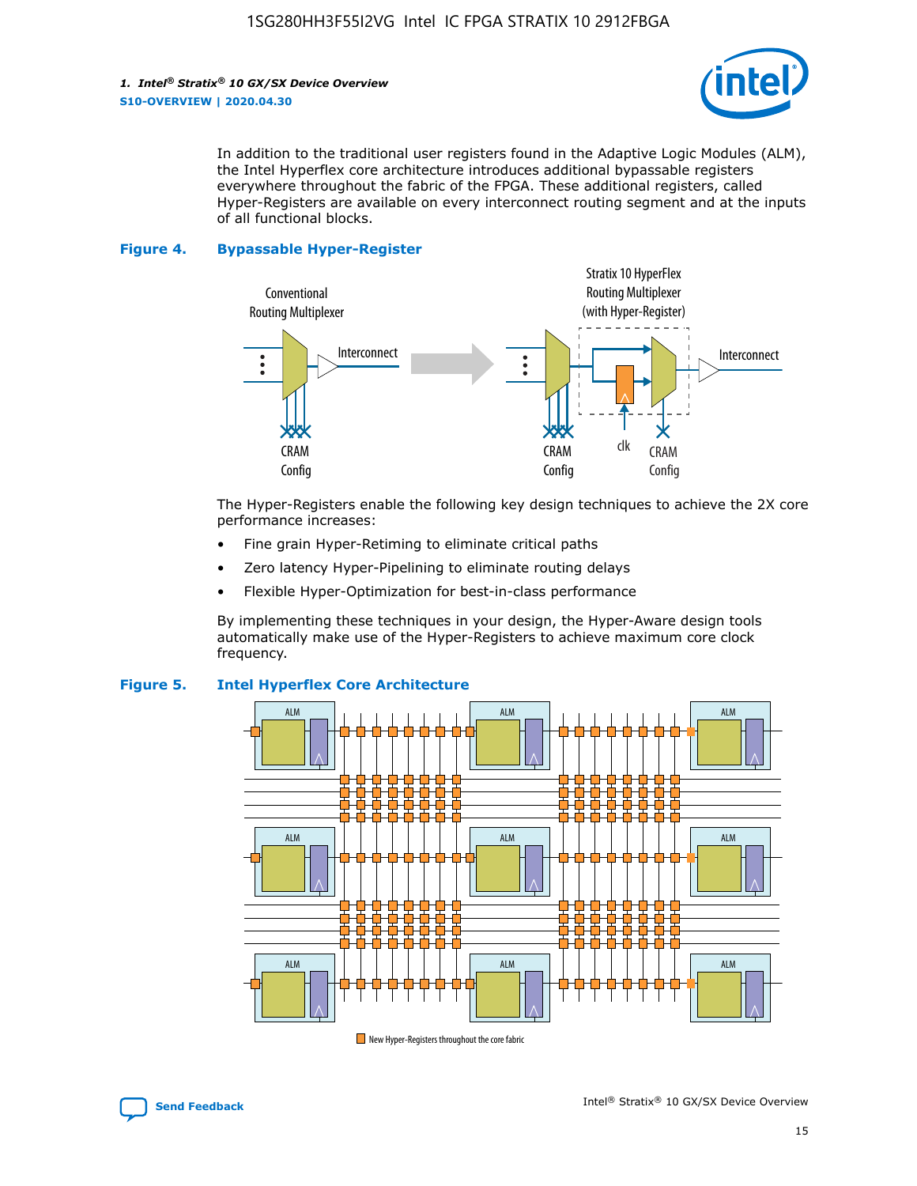In addition to the traditional user registers found in the Adaptive Logic Modules (ALM), the Intel Hyperflex core architecture introduces additional bypassable registers everywhere throughout the fabric of the FPGA. These additional registers, called Hyper-Registers are available on every interconnect routing segment and at the inputs of all functional blocks.

**Figure 4. Bypassable Hyper-Register**

The Hyper-Registers enable the following key design techniques to achieve the 2X core performance increases:

- Fine grain Hyper-Retiming to eliminate critical paths
- Zero latency Hyper-Pipelining to eliminate routing delays
- Flexible Hyper-Optimization for best-in-class performance

By implementing these techniques in your design, the Hyper-Aware design tools automatically make use of the Hyper-Registers to achieve maximum core clock frequency.

**Figure 5. Intel Hyperflex Core Architecture**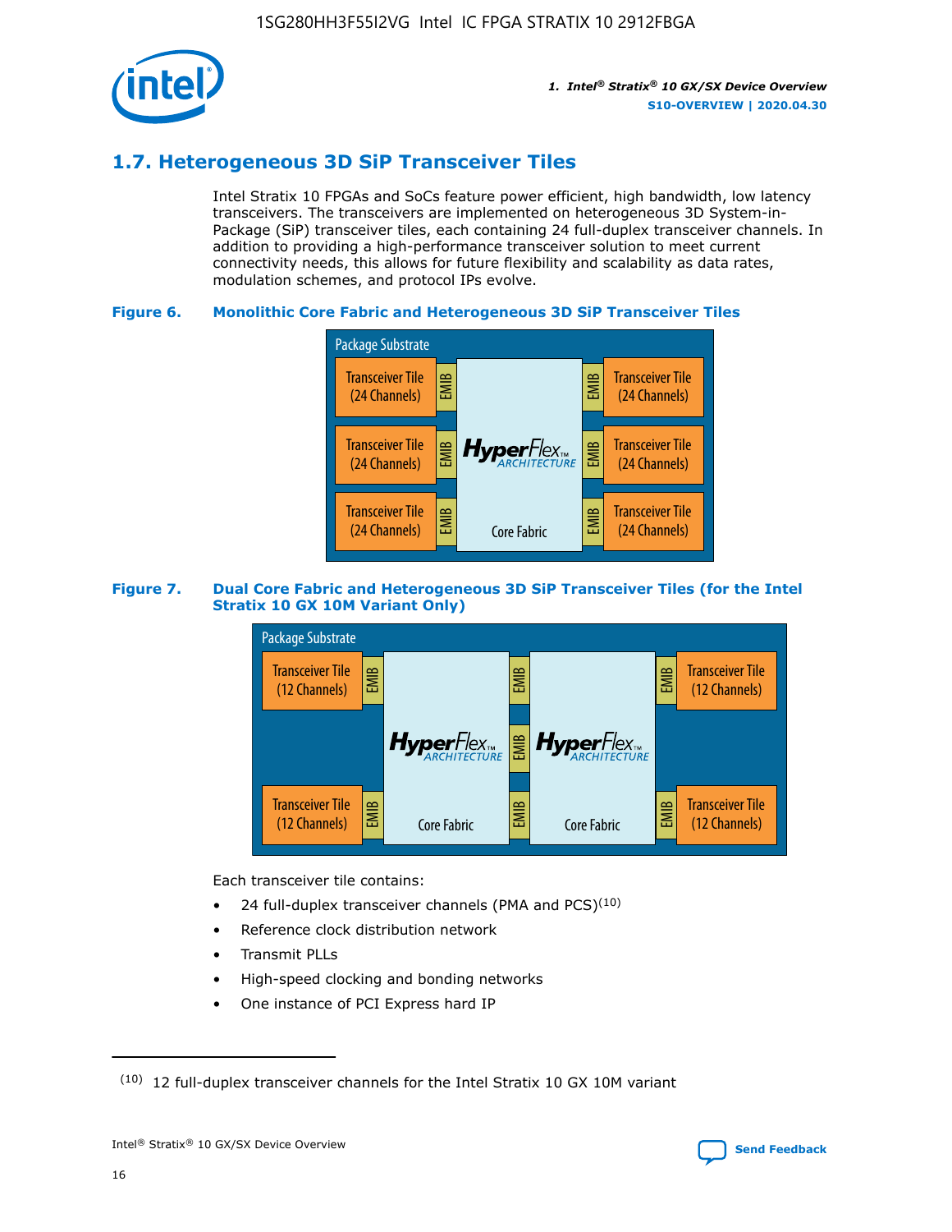## 1.7. Heterogeneous 3D SiP Transceiver Tiles

Intel Stratix 10 FPGAs and SoCs feature power efficient, high bandwidth, low latency transceivers. The transceivers are implemented on heterogeneous 3D System-in-Package (SiP) transceiver tiles, each containing 24 full-duplex transceiver channels. In addition to providing a high-performance transceiver solution to meet current connectivity needs, this allows for future flexibility and scalability as data rates, modulation schemes, and protocol IPs evolve.

**Figure 6. Monolithic Core Fabric and Heterogeneous 3D SiP Transceiver Tiles**

Package Substrate

Transceiver Tile (24 Channels) | EMIB | HyperFlex ARCHITECTURE Core Fabric | EMIB | Transceiver Tile (24 Channels)

Transceiver Tile (24 Channels) | EMIB | | EMIB | Transceiver Tile (24 Channels)

Transceiver Tile (24 Channels) | EMIB | | EMIB | Transceiver Tile (24 Channels)

**Figure 7. Dual Core Fabric and Heterogeneous 3D SiP Transceiver Tiles (for the Intel Stratix 10 GX 10M Variant Only)**

Package Substrate

Transceiver Tile (12 Channels) | EMIB | HyperFlex ARCHITECTURE Core Fabric | EMIB | EMIB | EMIB | HyperFlex ARCHITECTURE Core Fabric | EMIB | Transceiver Tile (12 Channels)

Transceiver Tile (12 Channels) | EMIB | | | EMIB | Transceiver Tile (12 Channels)

Each transceiver tile contains:

- 24 full-duplex transceiver channels (PMA and PCS)[10]
- Reference clock distribution network
- Transmit PLLs
- High-speed clocking and bonding networks
- One instance of PCI Express hard IP

(10) 12 full-duplex transceiver channels for the Intel Stratix 10 GX 10M variant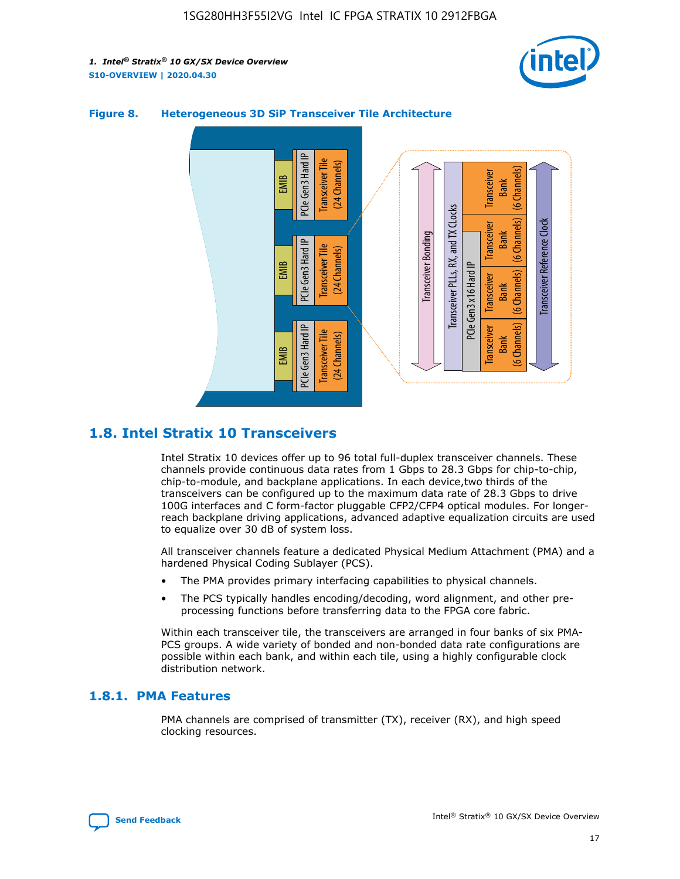**Figure 8. Heterogeneous 3D SiP Transceiver Tile Architecture**

## 1.8. Intel Stratix 10 Transceivers

Intel Stratix 10 devices offer up to 96 total full-duplex transceiver channels. These channels provide continuous data rates from 1 Gbps to 28.3 Gbps for chip-to-chip, chip-to-module, and backplane applications. In each device,two thirds of the transceivers can be configured up to the maximum data rate of 28.3 Gbps to drive 100G interfaces and C form-factor pluggable CFP2/CFP4 optical modules. For longer-reach backplane driving applications, advanced adaptive equalization circuits are used to equalize over 30 dB of system loss.

All transceiver channels feature a dedicated Physical Medium Attachment (PMA) and a hardened Physical Coding Sublayer (PCS).

- The PMA provides primary interfacing capabilities to physical channels.
- The PCS typically handles encoding/decoding, word alignment, and other pre-processing functions before transferring data to the FPGA core fabric.

Within each transceiver tile, the transceivers are arranged in four banks of six PMA-PCS groups. A wide variety of bonded and non-bonded data rate configurations are possible within each bank, and within each tile, using a highly configurable clock distribution network.

### 1.8.1. PMA Features

PMA channels are comprised of transmitter (TX), receiver (RX), and high speed clocking resources.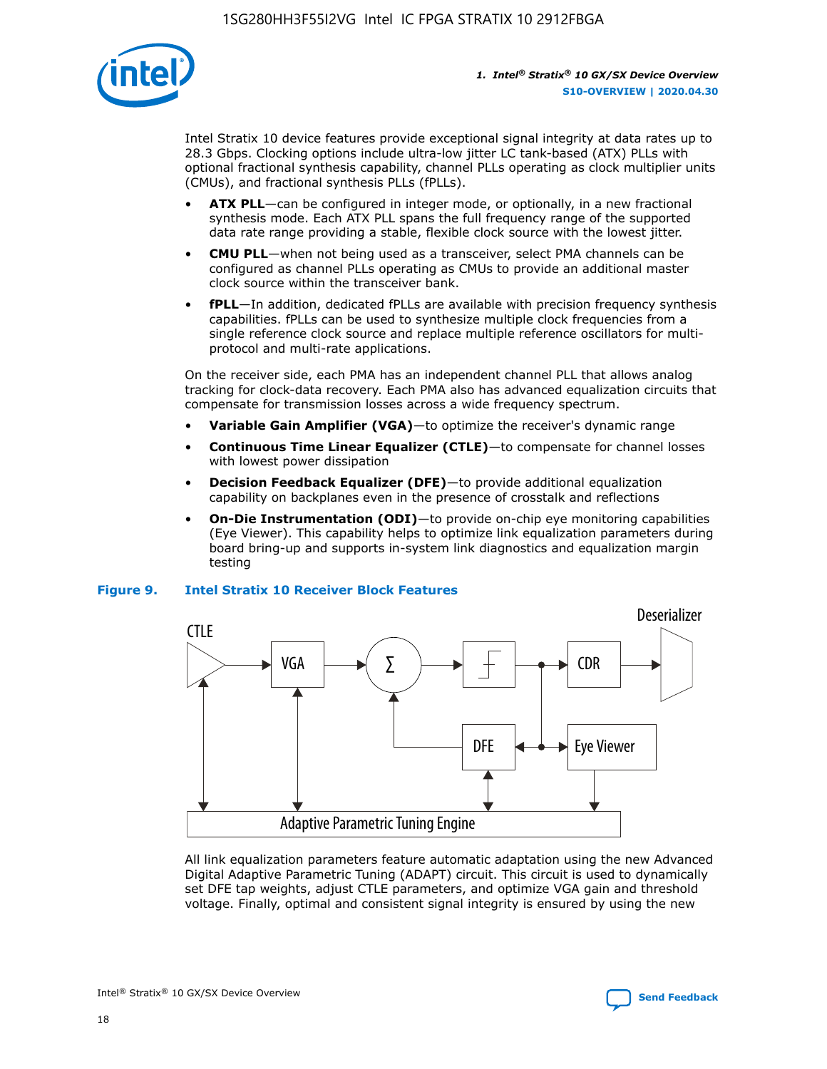Intel Stratix 10 device features provide exceptional signal integrity at data rates up to 28.3 Gbps. Clocking options include ultra-low jitter LC tank-based (ATX) PLLs with optional fractional synthesis capability, channel PLLs operating as clock multiplier units (CMUs), and fractional synthesis PLLs (fPLLs).

- **ATX PLL**—can be configured in integer mode, or optionally, in a new fractional synthesis mode. Each ATX PLL spans the full frequency range of the supported data rate range providing a stable, flexible clock source with the lowest jitter.
- **CMU PLL**—when not being used as a transceiver, select PMA channels can be configured as channel PLLs operating as CMUs to provide an additional master clock source within the transceiver bank.
- **fPLL**—In addition, dedicated fPLLs are available with precision frequency synthesis capabilities. fPLLs can be used to synthesize multiple clock frequencies from a single reference clock source and replace multiple reference oscillators for multi-protocol and multi-rate applications.

On the receiver side, each PMA has an independent channel PLL that allows analog tracking for clock-data recovery. Each PMA also has advanced equalization circuits that compensate for transmission losses across a wide frequency spectrum.

- **Variable Gain Amplifier (VGA)**—to optimize the receiver's dynamic range
- **Continuous Time Linear Equalizer (CTLE)**—to compensate for channel losses with lowest power dissipation
- **Decision Feedback Equalizer (DFE)**—to provide additional equalization capability on backplanes even in the presence of crosstalk and reflections
- **On-Die Instrumentation (ODI)**—to provide on-chip eye monitoring capabilities (Eye Viewer). This capability helps to optimize link equalization parameters during board bring-up and supports in-system link diagnostics and equalization margin testing

**Figure 9. Intel Stratix 10 Receiver Block Features**

All link equalization parameters feature automatic adaptation using the new Advanced Digital Adaptive Parametric Tuning (ADAPT) circuit. This circuit is used to dynamically set DFE tap weights, adjust CTLE parameters, and optimize VGA gain and threshold voltage. Finally, optimal and consistent signal integrity is ensured by using the new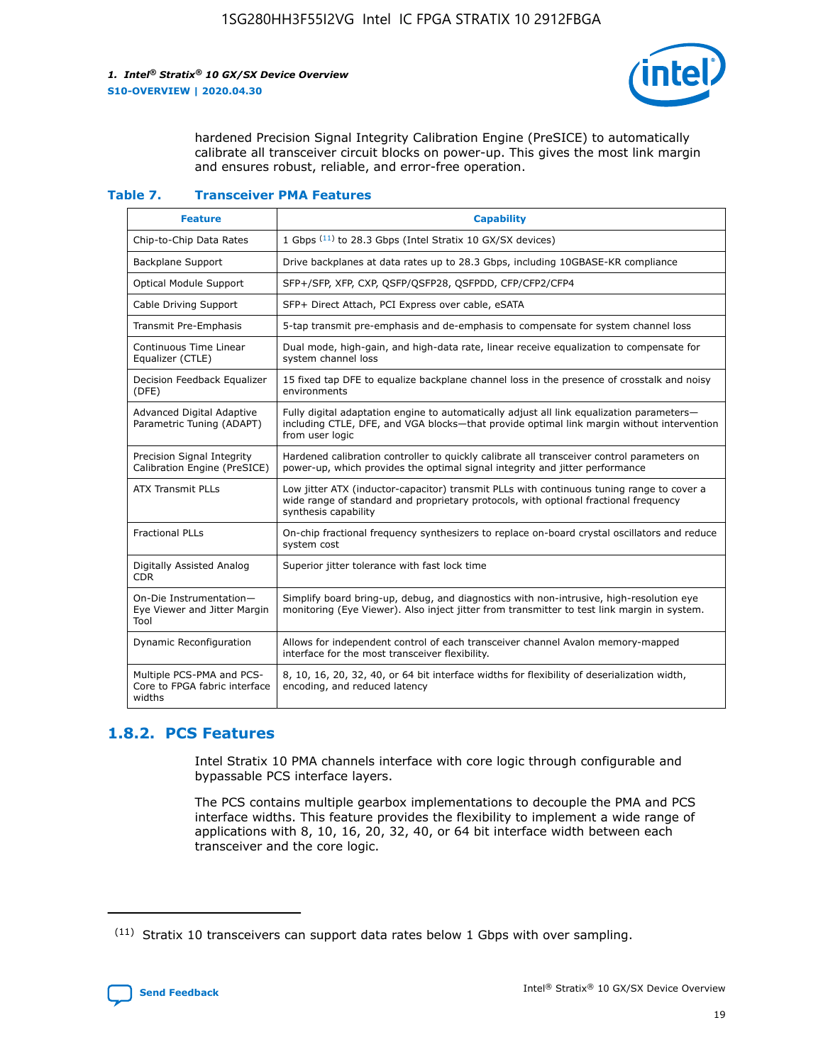hardened Precision Signal Integrity Calibration Engine (PreSICE) to automatically calibrate all transceiver circuit blocks on power-up. This gives the most link margin and ensures robust, reliable, and error-free operation.

**Table 7. Transceiver PMA Features**

| Feature | Capability |
|---|---|
| Chip-to-Chip Data Rates | 1 Gbps [11] to 28.3 Gbps (Intel Stratix 10 GX/SX devices) |
| Backplane Support | Drive backplanes at data rates up to 28.3 Gbps, including 10GBASE-KR compliance |
| Optical Module Support | SFP+/SFP, XFP, CXP, QSFP/QSFP28, QSFPDD, CFP/CFP2/CFP4 |
| Cable Driving Support | SFP+ Direct Attach, PCI Express over cable, eSATA |
| Transmit Pre-Emphasis | 5-tap transmit pre-emphasis and de-emphasis to compensate for system channel loss |
| Continuous Time Linear Equalizer (CTLE) | Dual mode, high-gain, and high-data rate, linear receive equalization to compensate for system channel loss |
| Decision Feedback Equalizer (DFE) | 15 fixed tap DFE to equalize backplane channel loss in the presence of crosstalk and noisy environments |
| Advanced Digital Adaptive Parametric Tuning (ADAPT) | Fully digital adaptation engine to automatically adjust all link equalization parameters—including CTLE, DFE, and VGA blocks—that provide optimal link margin without intervention from user logic |
| Precision Signal Integrity Calibration Engine (PreSICE) | Hardened calibration controller to quickly calibrate all transceiver control parameters on power-up, which provides the optimal signal integrity and jitter performance |
| ATX Transmit PLLs | Low jitter ATX (inductor-capacitor) transmit PLLs with continuous tuning range to cover a wide range of standard and proprietary protocols, with optional fractional frequency synthesis capability |
| Fractional PLLs | On-chip fractional frequency synthesizers to replace on-board crystal oscillators and reduce system cost |
| Digitally Assisted Analog CDR | Superior jitter tolerance with fast lock time |
| On-Die Instrumentation—Eye Viewer and Jitter Margin Tool | Simplify board bring-up, debug, and diagnostics with non-intrusive, high-resolution eye monitoring (Eye Viewer). Also inject jitter from transmitter to test link margin in system. |
| Dynamic Reconfiguration | Allows for independent control of each transceiver channel Avalon memory-mapped interface for the most transceiver flexibility. |
| Multiple PCS-PMA and PCS-Core to FPGA fabric interface widths | 8, 10, 16, 20, 32, 40, or 64 bit interface widths for flexibility of deserialization width, encoding, and reduced latency |

## 1.8.2. PCS Features

Intel Stratix 10 PMA channels interface with core logic through configurable and bypassable PCS interface layers.

The PCS contains multiple gearbox implementations to decouple the PMA and PCS interface widths. This feature provides the flexibility to implement a wide range of applications with 8, 10, 16, 20, 32, 40, or 64 bit interface width between each transceiver and the core logic.

[11] Stratix 10 transceivers can support data rates below 1 Gbps with over sampling.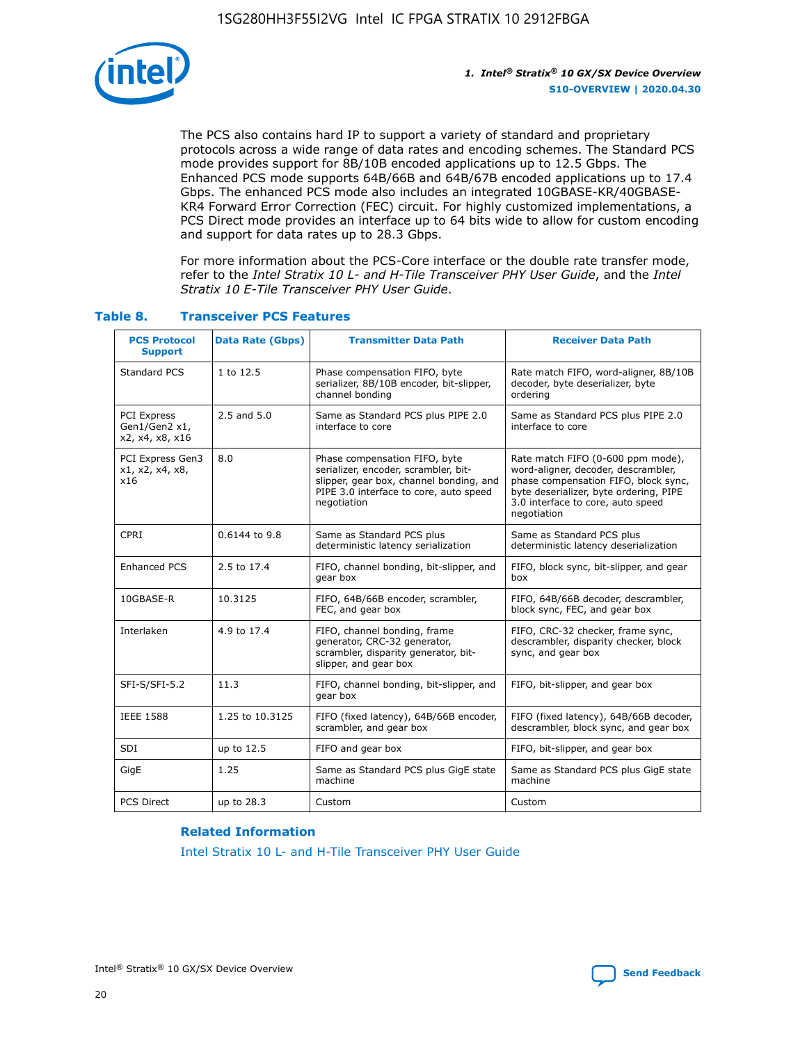The PCS also contains hard IP to support a variety of standard and proprietary protocols across a wide range of data rates and encoding schemes. The Standard PCS mode provides support for 8B/10B encoded applications up to 12.5 Gbps. The Enhanced PCS mode supports 64B/66B and 64B/67B encoded applications up to 17.4 Gbps. The enhanced PCS mode also includes an integrated 10GBASE-KR/40GBASE-KR4 Forward Error Correction (FEC) circuit. For highly customized implementations, a PCS Direct mode provides an interface up to 64 bits wide to allow for custom encoding and support for data rates up to 28.3 Gbps.

For more information about the PCS-Core interface or the double rate transfer mode, refer to the *Intel Stratix 10 L- and H-Tile Transceiver PHY User Guide*, and the *Intel Stratix 10 E-Tile Transceiver PHY User Guide*.

**Table 8. Transceiver PCS Features**

| PCS Protocol Support | Data Rate (Gbps) | Transmitter Data Path | Receiver Data Path |
|---|---|---|---|
| Standard PCS | 1 to 12.5 | Phase compensation FIFO, byte serializer, 8B/10B encoder, bit-slipper, channel bonding | Rate match FIFO, word-aligner, 8B/10B decoder, byte deserializer, byte ordering |
| PCI Express Gen1/Gen2 x1, x2, x4, x8, x16 | 2.5 and 5.0 | Same as Standard PCS plus PIPE 2.0 interface to core | Same as Standard PCS plus PIPE 2.0 interface to core |
| PCI Express Gen3 x1, x2, x4, x8, x16 | 8.0 | Phase compensation FIFO, byte serializer, encoder, scrambler, bit-slipper, gear box, channel bonding, and PIPE 3.0 interface to core, auto speed negotiation | Rate match FIFO (0-600 ppm mode), word-aligner, decoder, descrambler, phase compensation FIFO, block sync, byte deserializer, byte ordering, PIPE 3.0 interface to core, auto speed negotiation |
| CPRI | 0.6144 to 9.8 | Same as Standard PCS plus deterministic latency serialization | Same as Standard PCS plus deterministic latency deserialization |
| Enhanced PCS | 2.5 to 17.4 | FIFO, channel bonding, bit-slipper, and gear box | FIFO, block sync, bit-slipper, and gear box |
| 10GBASE-R | 10.3125 | FIFO, 64B/66B encoder, scrambler, FEC, and gear box | FIFO, 64B/66B decoder, descrambler, block sync, FEC, and gear box |
| Interlaken | 4.9 to 17.4 | FIFO, channel bonding, frame generator, CRC-32 generator, scrambler, disparity generator, bit-slipper, and gear box | FIFO, CRC-32 checker, frame sync, descrambler, disparity checker, block sync, and gear box |
| SFI-S/SFI-5.2 | 11.3 | FIFO, channel bonding, bit-slipper, and gear box | FIFO, bit-slipper, and gear box |
| IEEE 1588 | 1.25 to 10.3125 | FIFO (fixed latency), 64B/66B encoder, scrambler, and gear box | FIFO (fixed latency), 64B/66B decoder, descrambler, block sync, and gear box |
| SDI | up to 12.5 | FIFO and gear box | FIFO, bit-slipper, and gear box |
| GigE | 1.25 | Same as Standard PCS plus GigE state machine | Same as Standard PCS plus GigE state machine |
| PCS Direct | up to 28.3 | Custom | Custom |

**Related Information**

Intel Stratix 10 L- and H-Tile Transceiver PHY User Guide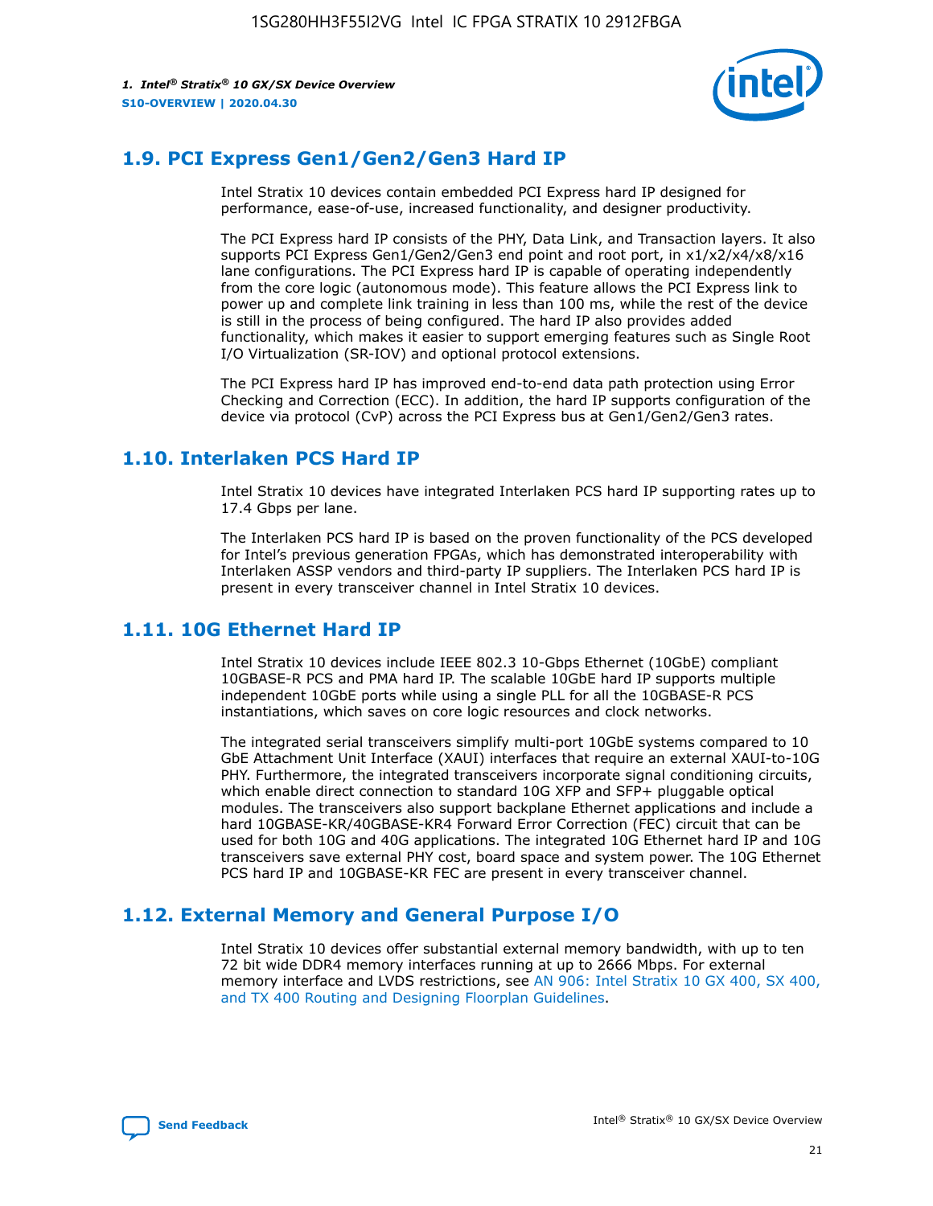## 1.9. PCI Express Gen1/Gen2/Gen3 Hard IP

Intel Stratix 10 devices contain embedded PCI Express hard IP designed for performance, ease-of-use, increased functionality, and designer productivity.

The PCI Express hard IP consists of the PHY, Data Link, and Transaction layers. It also supports PCI Express Gen1/Gen2/Gen3 end point and root port, in x1/x2/x4/x8/x16 lane configurations. The PCI Express hard IP is capable of operating independently from the core logic (autonomous mode). This feature allows the PCI Express link to power up and complete link training in less than 100 ms, while the rest of the device is still in the process of being configured. The hard IP also provides added functionality, which makes it easier to support emerging features such as Single Root I/O Virtualization (SR-IOV) and optional protocol extensions.

The PCI Express hard IP has improved end-to-end data path protection using Error Checking and Correction (ECC). In addition, the hard IP supports configuration of the device via protocol (CvP) across the PCI Express bus at Gen1/Gen2/Gen3 rates.

## 1.10. Interlaken PCS Hard IP

Intel Stratix 10 devices have integrated Interlaken PCS hard IP supporting rates up to 17.4 Gbps per lane.

The Interlaken PCS hard IP is based on the proven functionality of the PCS developed for Intel's previous generation FPGAs, which has demonstrated interoperability with Interlaken ASSP vendors and third-party IP suppliers. The Interlaken PCS hard IP is present in every transceiver channel in Intel Stratix 10 devices.

## 1.11. 10G Ethernet Hard IP

Intel Stratix 10 devices include IEEE 802.3 10-Gbps Ethernet (10GbE) compliant 10GBASE-R PCS and PMA hard IP. The scalable 10GbE hard IP supports multiple independent 10GbE ports while using a single PLL for all the 10GBASE-R PCS instantiations, which saves on core logic resources and clock networks.

The integrated serial transceivers simplify multi-port 10GbE systems compared to 10 GbE Attachment Unit Interface (XAUI) interfaces that require an external XAUI-to-10G PHY. Furthermore, the integrated transceivers incorporate signal conditioning circuits, which enable direct connection to standard 10G XFP and SFP+ pluggable optical modules. The transceivers also support backplane Ethernet applications and include a hard 10GBASE-KR/40GBASE-KR4 Forward Error Correction (FEC) circuit that can be used for both 10G and 40G applications. The integrated 10G Ethernet hard IP and 10G transceivers save external PHY cost, board space and system power. The 10G Ethernet PCS hard IP and 10GBASE-KR FEC are present in every transceiver channel.

## 1.12. External Memory and General Purpose I/O

Intel Stratix 10 devices offer substantial external memory bandwidth, with up to ten 72 bit wide DDR4 memory interfaces running at up to 2666 Mbps. For external memory interface and LVDS restrictions, see AN 906: Intel Stratix 10 GX 400, SX 400, and TX 400 Routing and Designing Floorplan Guidelines.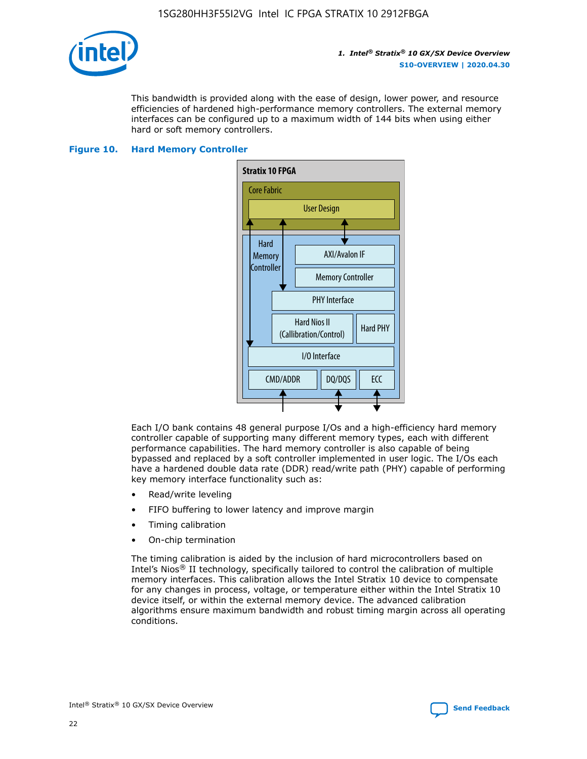This bandwidth is provided along with the ease of design, lower power, and resource efficiencies of hardened high-performance memory controllers. The external memory interfaces can be configured up to a maximum width of 144 bits when using either hard or soft memory controllers.

**Figure 10. Hard Memory Controller**

Each I/O bank contains 48 general purpose I/Os and a high-efficiency hard memory controller capable of supporting many different memory types, each with different performance capabilities. The hard memory controller is also capable of being bypassed and replaced by a soft controller implemented in user logic. The I/Os each have a hardened double data rate (DDR) read/write path (PHY) capable of performing key memory interface functionality such as:

- Read/write leveling
- FIFO buffering to lower latency and improve margin
- Timing calibration
- On-chip termination

The timing calibration is aided by the inclusion of hard microcontrollers based on Intel's Nios® II technology, specifically tailored to control the calibration of multiple memory interfaces. This calibration allows the Intel Stratix 10 device to compensate for any changes in process, voltage, or temperature either within the Intel Stratix 10 device itself, or within the external memory device. The advanced calibration algorithms ensure maximum bandwidth and robust timing margin across all operating conditions.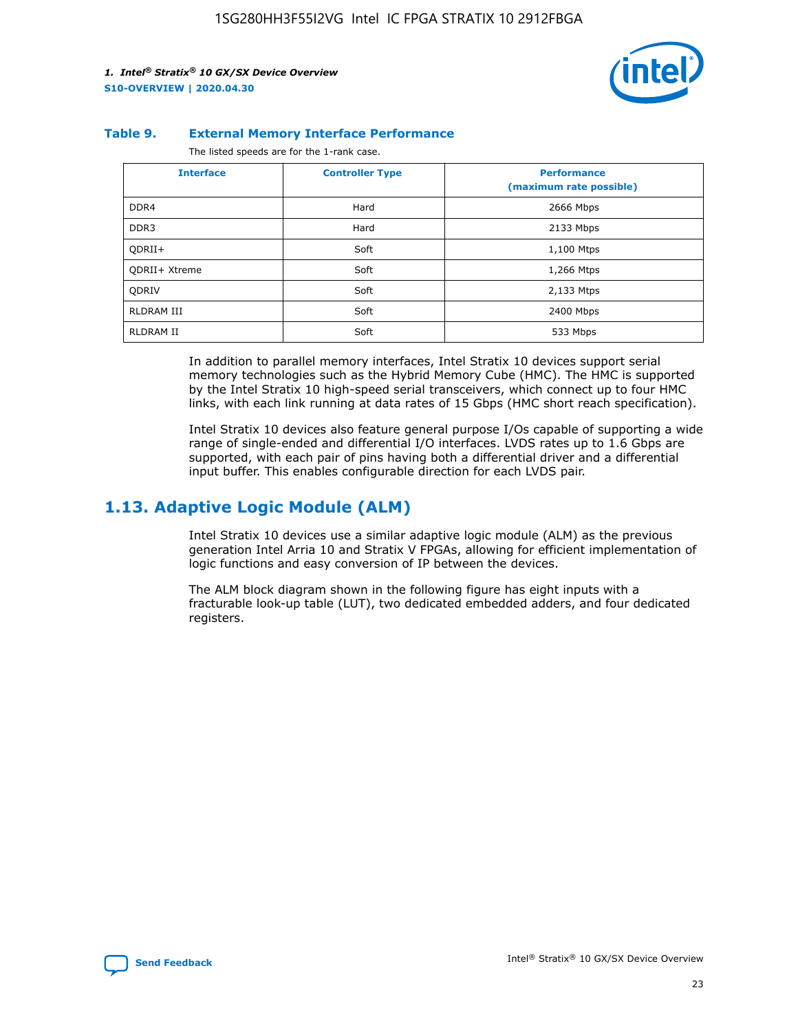**Table 9. External Memory Interface Performance**

The listed speeds are for the 1-rank case.

| Interface | Controller Type | Performance (maximum rate possible) |
| --- | --- | --- |
| DDR4 | Hard | 2666 Mbps |
| DDR3 | Hard | 2133 Mbps |
| QDRII+ | Soft | 1,100 Mtps |
| QDRII+ Xtreme | Soft | 1,266 Mtps |
| QDRIV | Soft | 2,133 Mtps |
| RLDRAM III | Soft | 2400 Mbps |
| RLDRAM II | Soft | 533 Mbps |

In addition to parallel memory interfaces, Intel Stratix 10 devices support serial memory technologies such as the Hybrid Memory Cube (HMC). The HMC is supported by the Intel Stratix 10 high-speed serial transceivers, which connect up to four HMC links, with each link running at data rates of 15 Gbps (HMC short reach specification).

Intel Stratix 10 devices also feature general purpose I/Os capable of supporting a wide range of single-ended and differential I/O interfaces. LVDS rates up to 1.6 Gbps are supported, with each pair of pins having both a differential driver and a differential input buffer. This enables configurable direction for each LVDS pair.

## 1.13. Adaptive Logic Module (ALM)

Intel Stratix 10 devices use a similar adaptive logic module (ALM) as the previous generation Intel Arria 10 and Stratix V FPGAs, allowing for efficient implementation of logic functions and easy conversion of IP between the devices.

The ALM block diagram shown in the following figure has eight inputs with a fracturable look-up table (LUT), two dedicated embedded adders, and four dedicated registers.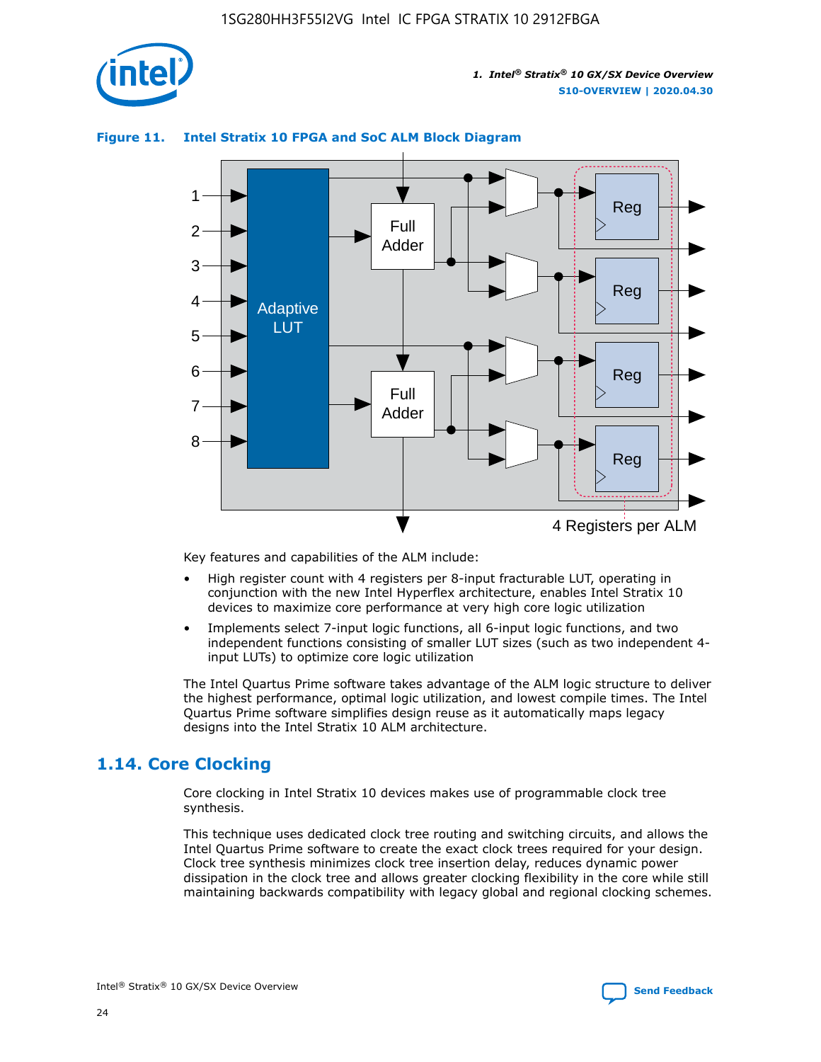**Figure 11. Intel Stratix 10 FPGA and SoC ALM Block Diagram**

Key features and capabilities of the ALM include:

- High register count with 4 registers per 8-input fracturable LUT, operating in conjunction with the new Intel Hyperflex architecture, enables Intel Stratix 10 devices to maximize core performance at very high core logic utilization
- Implements select 7-input logic functions, all 6-input logic functions, and two independent functions consisting of smaller LUT sizes (such as two independent 4-input LUTs) to optimize core logic utilization

The Intel Quartus Prime software takes advantage of the ALM logic structure to deliver the highest performance, optimal logic utilization, and lowest compile times. The Intel Quartus Prime software simplifies design reuse as it automatically maps legacy designs into the Intel Stratix 10 ALM architecture.

## 1.14. Core Clocking

Core clocking in Intel Stratix 10 devices makes use of programmable clock tree synthesis.

This technique uses dedicated clock tree routing and switching circuits, and allows the Intel Quartus Prime software to create the exact clock trees required for your design. Clock tree synthesis minimizes clock tree insertion delay, reduces dynamic power dissipation in the clock tree and allows greater clocking flexibility in the core while still maintaining backwards compatibility with legacy global and regional clocking schemes.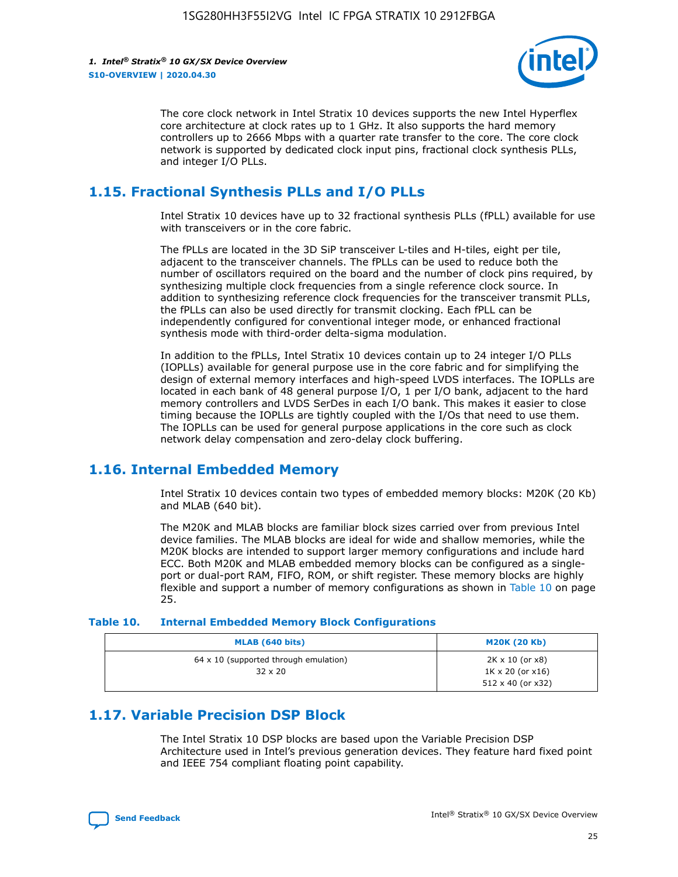The core clock network in Intel Stratix 10 devices supports the new Intel Hyperflex core architecture at clock rates up to 1 GHz. It also supports the hard memory controllers up to 2666 Mbps with a quarter rate transfer to the core. The core clock network is supported by dedicated clock input pins, fractional clock synthesis PLLs, and integer I/O PLLs.

## 1.15. Fractional Synthesis PLLs and I/O PLLs

Intel Stratix 10 devices have up to 32 fractional synthesis PLLs (fPLL) available for use with transceivers or in the core fabric.

The fPLLs are located in the 3D SiP transceiver L-tiles and H-tiles, eight per tile, adjacent to the transceiver channels. The fPLLs can be used to reduce both the number of oscillators required on the board and the number of clock pins required, by synthesizing multiple clock frequencies from a single reference clock source. In addition to synthesizing reference clock frequencies for the transceiver transmit PLLs, the fPLLs can also be used directly for transmit clocking. Each fPLL can be independently configured for conventional integer mode, or enhanced fractional synthesis mode with third-order delta-sigma modulation.

In addition to the fPLLs, Intel Stratix 10 devices contain up to 24 integer I/O PLLs (IOPLLs) available for general purpose use in the core fabric and for simplifying the design of external memory interfaces and high-speed LVDS interfaces. The IOPLLs are located in each bank of 48 general purpose I/O, 1 per I/O bank, adjacent to the hard memory controllers and LVDS SerDes in each I/O bank. This makes it easier to close timing because the IOPLLs are tightly coupled with the I/Os that need to use them. The IOPLLs can be used for general purpose applications in the core such as clock network delay compensation and zero-delay clock buffering.

## 1.16. Internal Embedded Memory

Intel Stratix 10 devices contain two types of embedded memory blocks: M20K (20 Kb) and MLAB (640 bit).

The M20K and MLAB blocks are familiar block sizes carried over from previous Intel device families. The MLAB blocks are ideal for wide and shallow memories, while the M20K blocks are intended to support larger memory configurations and include hard ECC. Both M20K and MLAB embedded memory blocks can be configured as a single-port or dual-port RAM, FIFO, ROM, or shift register. These memory blocks are highly flexible and support a number of memory configurations as shown in Table 10 on page 25.

**Table 10. Internal Embedded Memory Block Configurations**

| MLAB (640 bits) | M20K (20 Kb) |
|---|---|
| 64 x 10 (supported through emulation)<br>32 x 20 | 2K x 10 (or x8)<br>1K x 20 (or x16)<br>512 x 40 (or x32) |

## 1.17. Variable Precision DSP Block

The Intel Stratix 10 DSP blocks are based upon the Variable Precision DSP Architecture used in Intel's previous generation devices. They feature hard fixed point and IEEE 754 compliant floating point capability.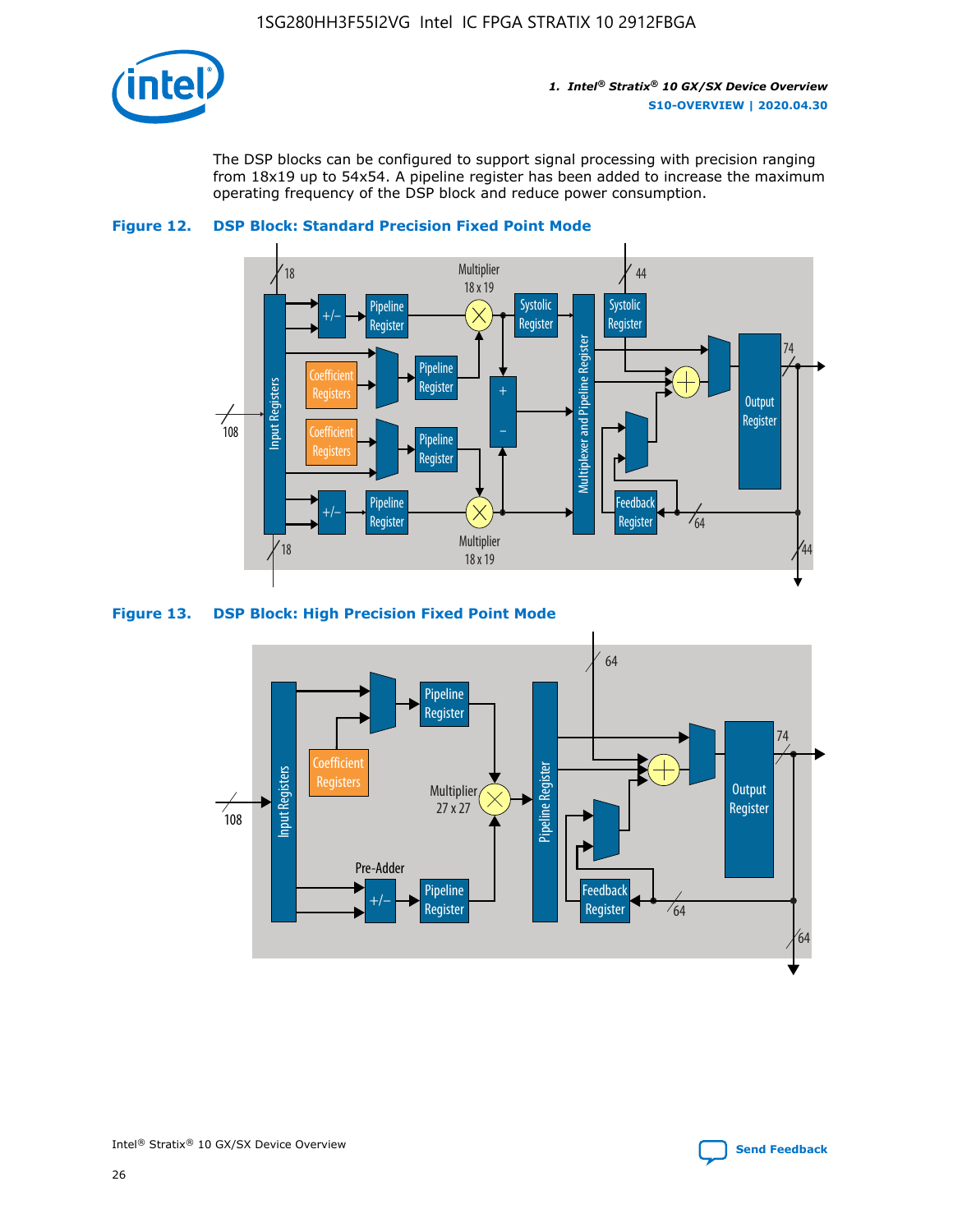The DSP blocks can be configured to support signal processing with precision ranging from 18x19 up to 54x54. A pipeline register has been added to increase the maximum operating frequency of the DSP block and reduce power consumption.

**Figure 12. DSP Block: Standard Precision Fixed Point Mode**

**Figure 13. DSP Block: High Precision Fixed Point Mode**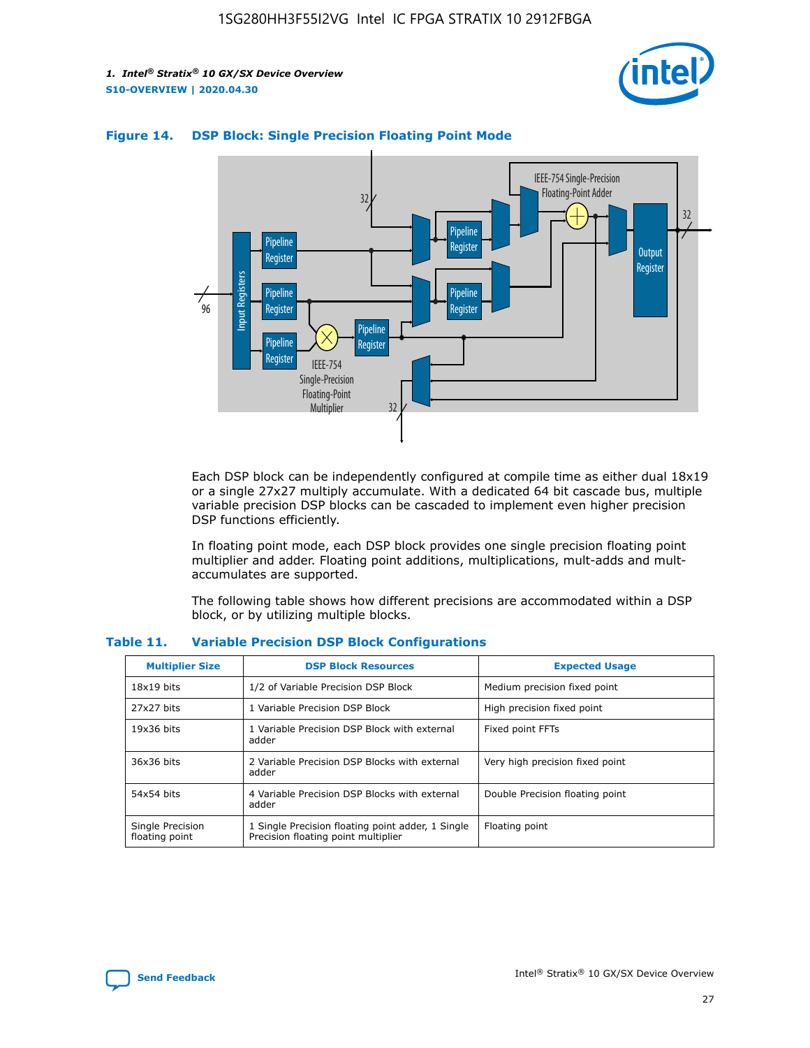**Figure 14. DSP Block: Single Precision Floating Point Mode**

Each DSP block can be independently configured at compile time as either dual 18x19 or a single 27x27 multiply accumulate. With a dedicated 64 bit cascade bus, multiple variable precision DSP blocks can be cascaded to implement even higher precision DSP functions efficiently.

In floating point mode, each DSP block provides one single precision floating point multiplier and adder. Floating point additions, multiplications, mult-adds and mult-accumulates are supported.

The following table shows how different precisions are accommodated within a DSP block, or by utilizing multiple blocks.

**Table 11. Variable Precision DSP Block Configurations**

| Multiplier Size | DSP Block Resources | Expected Usage |
| --- | --- | --- |
| 18x19 bits | 1/2 of Variable Precision DSP Block | Medium precision fixed point |
| 27x27 bits | 1 Variable Precision DSP Block | High precision fixed point |
| 19x36 bits | 1 Variable Precision DSP Block with external adder | Fixed point FFTs |
| 36x36 bits | 2 Variable Precision DSP Blocks with external adder | Very high precision fixed point |
| 54x54 bits | 4 Variable Precision DSP Blocks with external adder | Double Precision floating point |
| Single Precision floating point | 1 Single Precision floating point adder, 1 Single Precision floating point multiplier | Floating point |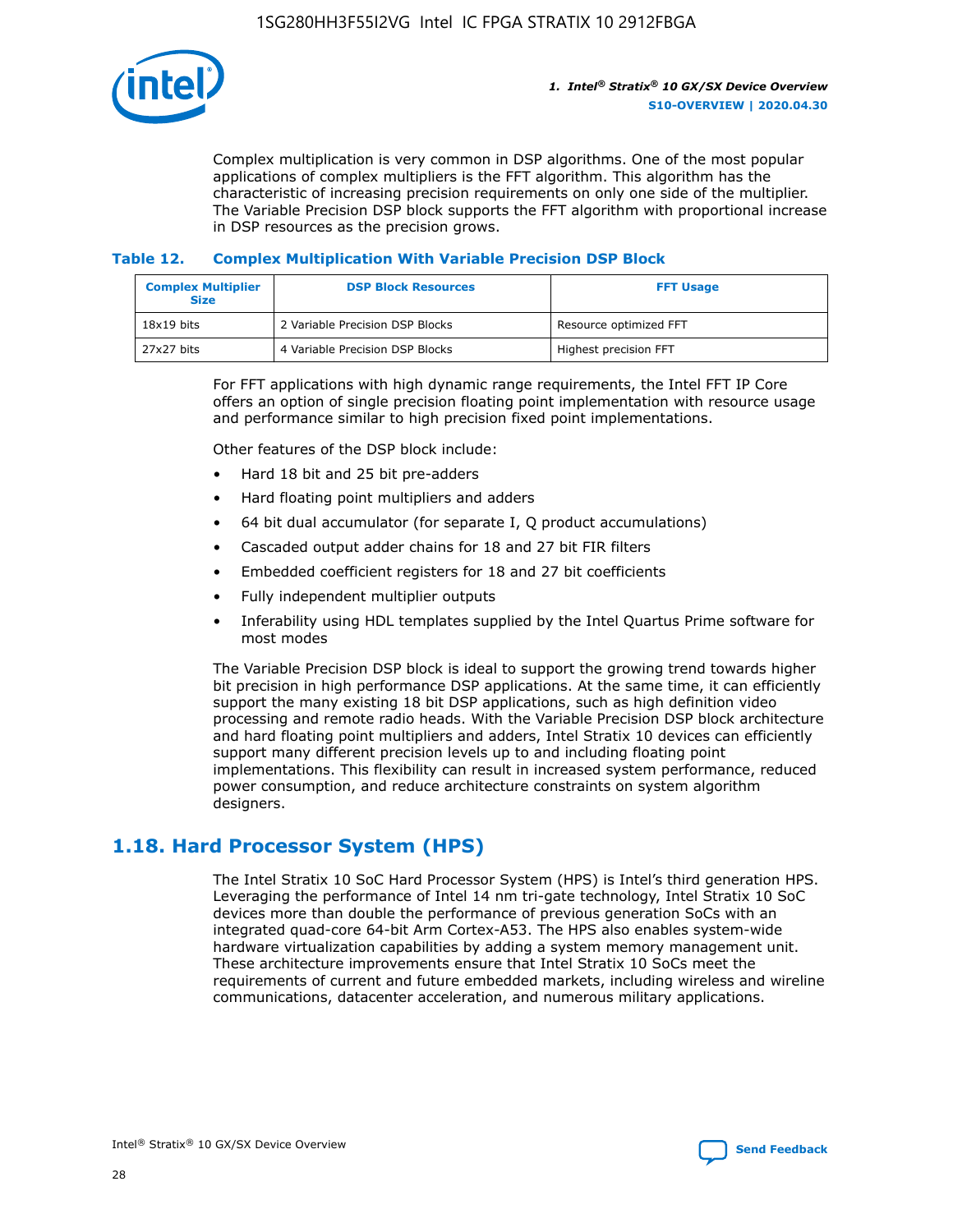Complex multiplication is very common in DSP algorithms. One of the most popular applications of complex multipliers is the FFT algorithm. This algorithm has the characteristic of increasing precision requirements on only one side of the multiplier. The Variable Precision DSP block supports the FFT algorithm with proportional increase in DSP resources as the precision grows.

### Table 12. Complex Multiplication With Variable Precision DSP Block

| Complex Multiplier Size | DSP Block Resources | FFT Usage |
| --- | --- | --- |
| 18x19 bits | 2 Variable Precision DSP Blocks | Resource optimized FFT |
| 27x27 bits | 4 Variable Precision DSP Blocks | Highest precision FFT |

For FFT applications with high dynamic range requirements, the Intel FFT IP Core offers an option of single precision floating point implementation with resource usage and performance similar to high precision fixed point implementations.

Other features of the DSP block include:

- Hard 18 bit and 25 bit pre-adders
- Hard floating point multipliers and adders
- 64 bit dual accumulator (for separate I, Q product accumulations)
- Cascaded output adder chains for 18 and 27 bit FIR filters
- Embedded coefficient registers for 18 and 27 bit coefficients
- Fully independent multiplier outputs
- Inferability using HDL templates supplied by the Intel Quartus Prime software for most modes

The Variable Precision DSP block is ideal to support the growing trend towards higher bit precision in high performance DSP applications. At the same time, it can efficiently support the many existing 18 bit DSP applications, such as high definition video processing and remote radio heads. With the Variable Precision DSP block architecture and hard floating point multipliers and adders, Intel Stratix 10 devices can efficiently support many different precision levels up to and including floating point implementations. This flexibility can result in increased system performance, reduced power consumption, and reduce architecture constraints on system algorithm designers.

## 1.18. Hard Processor System (HPS)

The Intel Stratix 10 SoC Hard Processor System (HPS) is Intel's third generation HPS. Leveraging the performance of Intel 14 nm tri-gate technology, Intel Stratix 10 SoC devices more than double the performance of previous generation SoCs with an integrated quad-core 64-bit Arm Cortex-A53. The HPS also enables system-wide hardware virtualization capabilities by adding a system memory management unit. These architecture improvements ensure that Intel Stratix 10 SoCs meet the requirements of current and future embedded markets, including wireless and wireline communications, datacenter acceleration, and numerous military applications.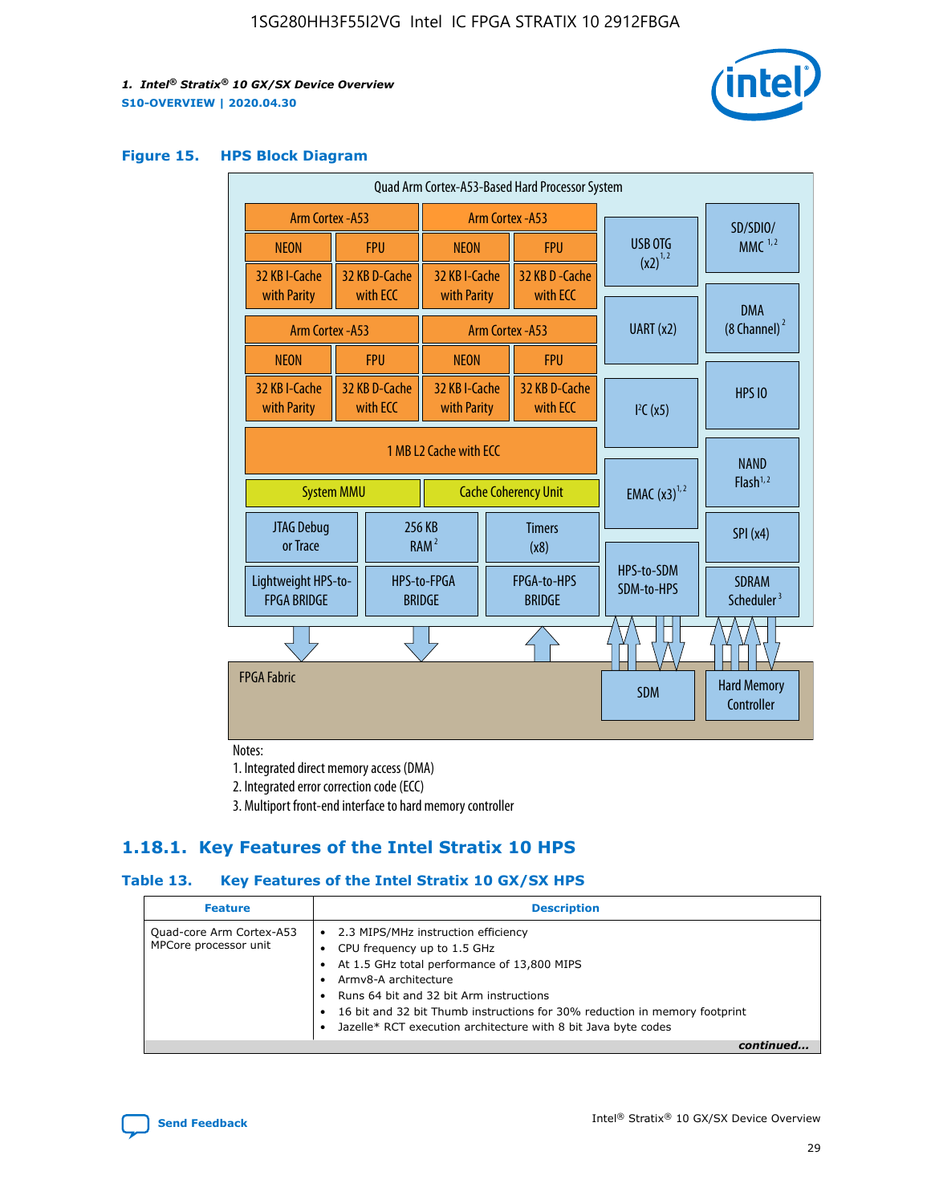## Figure 15. HPS Block Diagram

Quad Arm Cortex-A53-Based Hard Processor System

| Arm Cortex -A53 | | Arm Cortex -A53 | |
|---|---|---|---|
| NEON | FPU | NEON | FPU |
| 32 KB I-Cache with Parity | 32 KB D-Cache with ECC | 32 KB I-Cache with Parity | 32 KB D -Cache with ECC |

| Arm Cortex -A53 | | Arm Cortex -A53 | |
|---|---|---|---|
| NEON | FPU | NEON | FPU |
| 32 KB I-Cache with Parity | 32 KB D-Cache with ECC | 32 KB I-Cache with Parity | 32 KB D-Cache with ECC |

1 MB L2 Cache with ECC

System MMU | Cache Coherency Unit

JTAG Debug or Trace | 256 KB RAM [2] | Timers (x8)

Lightweight HPS-to-FPGA BRIDGE | HPS-to-FPGA BRIDGE | FPGA-to-HPS BRIDGE

USB OTG (x2) [1,2] | UART (x2) | I²C (x5) | EMAC (x3) [1,2] | HPS-to-SDM SDM-to-HPS

SD/SDIO/MMC [1,2] | DMA (8 Channel) [2] | HPS IO | NAND Flash [1,2] | SPI (x4) | SDRAM Scheduler [3]

FPGA Fabric | SDM | Hard Memory Controller

Notes:

1. Integrated direct memory access (DMA)
2. Integrated error correction code (ECC)
3. Multiport front-end interface to hard memory controller

## 1.18.1. Key Features of the Intel Stratix 10 HPS

### Table 13. Key Features of the Intel Stratix 10 GX/SX HPS

| Feature | Description |
|---|---|
| Quad-core Arm Cortex-A53 MPCore processor unit | • 2.3 MIPS/MHz instruction efficiency<br>• CPU frequency up to 1.5 GHz<br>• At 1.5 GHz total performance of 13,800 MIPS<br>• Armv8-A architecture<br>• Runs 64 bit and 32 bit Arm instructions<br>• 16 bit and 32 bit Thumb instructions for 30% reduction in memory footprint<br>• Jazelle* RCT execution architecture with 8 bit Java byte codes |

*continued...*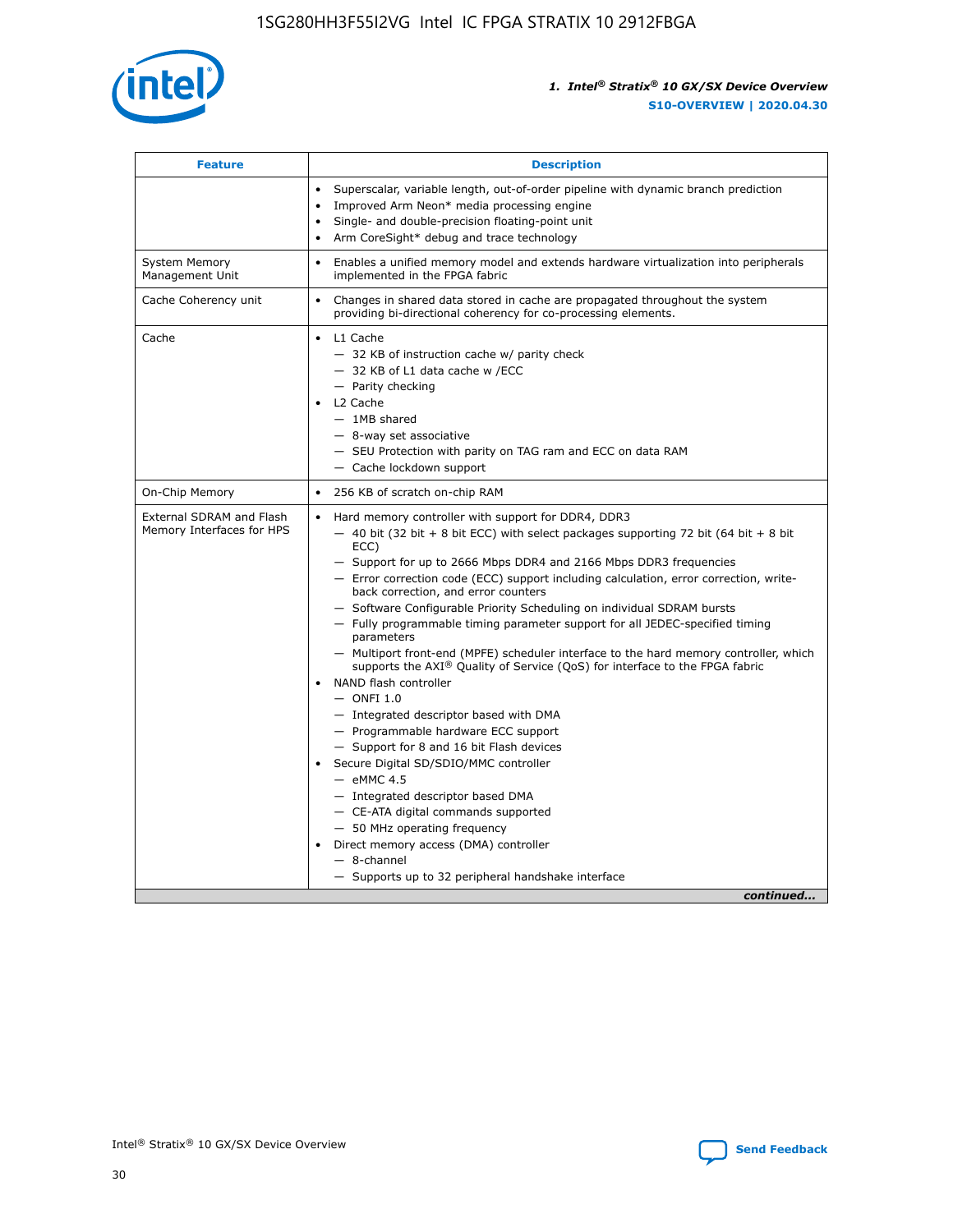| Feature | Description |
| --- | --- |
| | • Superscalar, variable length, out-of-order pipeline with dynamic branch prediction<br>• Improved Arm Neon* media processing engine<br>• Single- and double-precision floating-point unit<br>• Arm CoreSight* debug and trace technology |
| System Memory Management Unit | • Enables a unified memory model and extends hardware virtualization into peripherals implemented in the FPGA fabric |
| Cache Coherency unit | • Changes in shared data stored in cache are propagated throughout the system providing bi-directional coherency for co-processing elements. |
| Cache | • L1 Cache<br>— 32 KB of instruction cache w/ parity check<br>— 32 KB of L1 data cache w /ECC<br>— Parity checking<br>• L2 Cache<br>— 1MB shared<br>— 8-way set associative<br>— SEU Protection with parity on TAG ram and ECC on data RAM<br>— Cache lockdown support |
| On-Chip Memory | • 256 KB of scratch on-chip RAM |
| External SDRAM and Flash Memory Interfaces for HPS | • Hard memory controller with support for DDR4, DDR3<br>— 40 bit (32 bit + 8 bit ECC) with select packages supporting 72 bit (64 bit + 8 bit ECC)<br>— Support for up to 2666 Mbps DDR4 and 2166 Mbps DDR3 frequencies<br>— Error correction code (ECC) support including calculation, error correction, write-back correction, and error counters<br>— Software Configurable Priority Scheduling on individual SDRAM bursts<br>— Fully programmable timing parameter support for all JEDEC-specified timing parameters<br>— Multiport front-end (MPFE) scheduler interface to the hard memory controller, which supports the AXI® Quality of Service (QoS) for interface to the FPGA fabric<br>• NAND flash controller<br>— ONFI 1.0<br>— Integrated descriptor based with DMA<br>— Programmable hardware ECC support<br>— Support for 8 and 16 bit Flash devices<br>• Secure Digital SD/SDIO/MMC controller<br>— eMMC 4.5<br>— Integrated descriptor based DMA<br>— CE-ATA digital commands supported<br>— 50 MHz operating frequency<br>• Direct memory access (DMA) controller<br>— 8-channel<br>— Supports up to 32 peripheral handshake interface |

*continued...*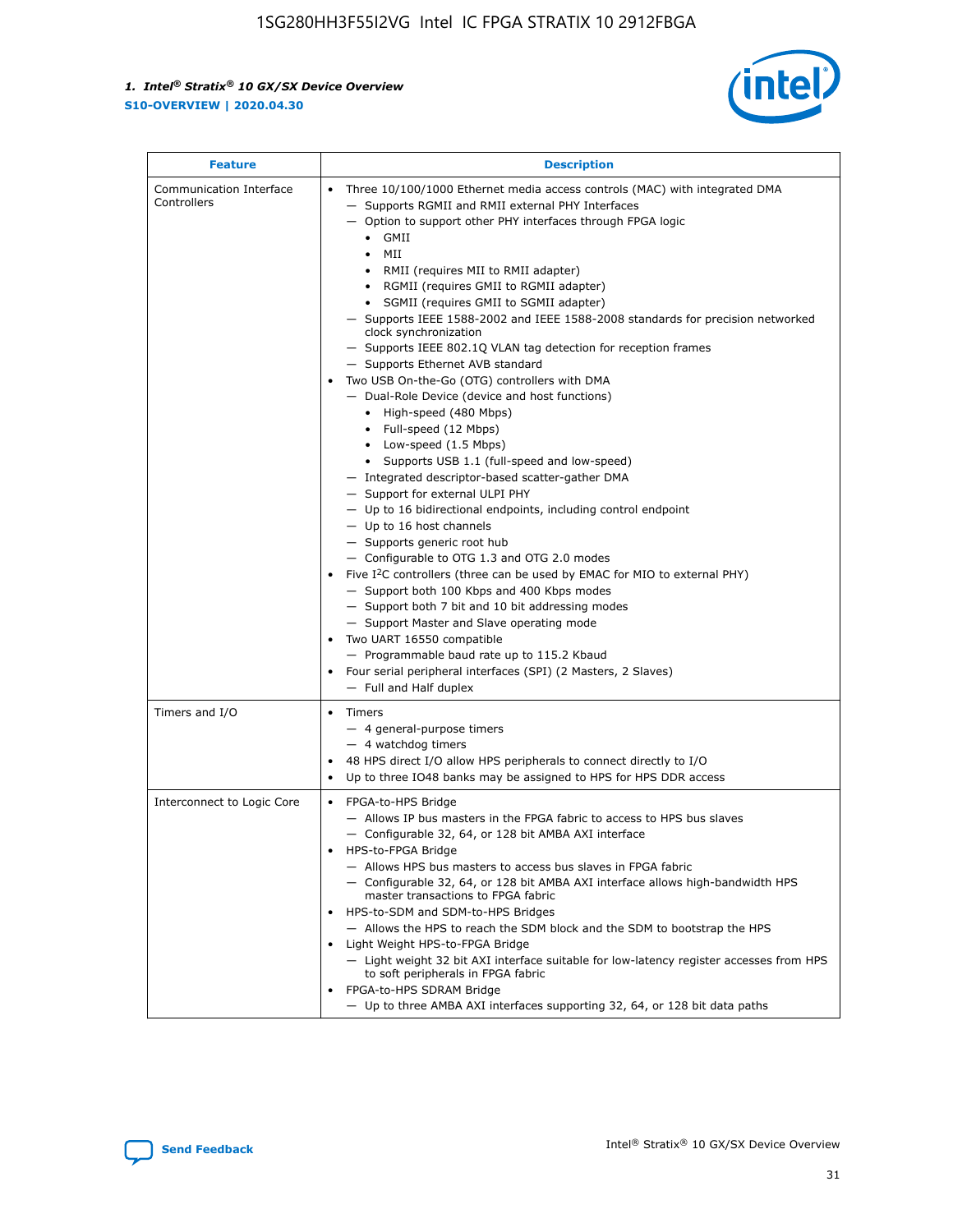| Feature | Description |
| --- | --- |
| Communication Interface Controllers | • Three 10/100/1000 Ethernet media access controls (MAC) with integrated DMA<br>— Supports RGMII and RMII external PHY Interfaces<br>— Option to support other PHY interfaces through FPGA logic<br>• GMII<br>• MII<br>• RMII (requires MII to RMII adapter)<br>• RGMII (requires GMII to RGMII adapter)<br>• SGMII (requires GMII to SGMII adapter)<br>— Supports IEEE 1588-2002 and IEEE 1588-2008 standards for precision networked clock synchronization<br>— Supports IEEE 802.1Q VLAN tag detection for reception frames<br>— Supports Ethernet AVB standard<br>• Two USB On-the-Go (OTG) controllers with DMA<br>— Dual-Role Device (device and host functions)<br>• High-speed (480 Mbps)<br>• Full-speed (12 Mbps)<br>• Low-speed (1.5 Mbps)<br>• Supports USB 1.1 (full-speed and low-speed)<br>— Integrated descriptor-based scatter-gather DMA<br>— Support for external ULPI PHY<br>— Up to 16 bidirectional endpoints, including control endpoint<br>— Up to 16 host channels<br>— Supports generic root hub<br>— Configurable to OTG 1.3 and OTG 2.0 modes<br>• Five I²C controllers (three can be used by EMAC for MIO to external PHY)<br>— Support both 100 Kbps and 400 Kbps modes<br>— Support both 7 bit and 10 bit addressing modes<br>— Support Master and Slave operating mode<br>• Two UART 16550 compatible<br>— Programmable baud rate up to 115.2 Kbaud<br>• Four serial peripheral interfaces (SPI) (2 Masters, 2 Slaves)<br>— Full and Half duplex |
| Timers and I/O | • Timers<br>— 4 general-purpose timers<br>— 4 watchdog timers<br>• 48 HPS direct I/O allow HPS peripherals to connect directly to I/O<br>• Up to three IO48 banks may be assigned to HPS for HPS DDR access |
| Interconnect to Logic Core | • FPGA-to-HPS Bridge<br>— Allows IP bus masters in the FPGA fabric to access to HPS bus slaves<br>— Configurable 32, 64, or 128 bit AMBA AXI interface<br>• HPS-to-FPGA Bridge<br>— Allows HPS bus masters to access bus slaves in FPGA fabric<br>— Configurable 32, 64, or 128 bit AMBA AXI interface allows high-bandwidth HPS master transactions to FPGA fabric<br>• HPS-to-SDM and SDM-to-HPS Bridges<br>— Allows the HPS to reach the SDM block and the SDM to bootstrap the HPS<br>• Light Weight HPS-to-FPGA Bridge<br>— Light weight 32 bit AXI interface suitable for low-latency register accesses from HPS to soft peripherals in FPGA fabric<br>• FPGA-to-HPS SDRAM Bridge<br>— Up to three AMBA AXI interfaces supporting 32, 64, or 128 bit data paths |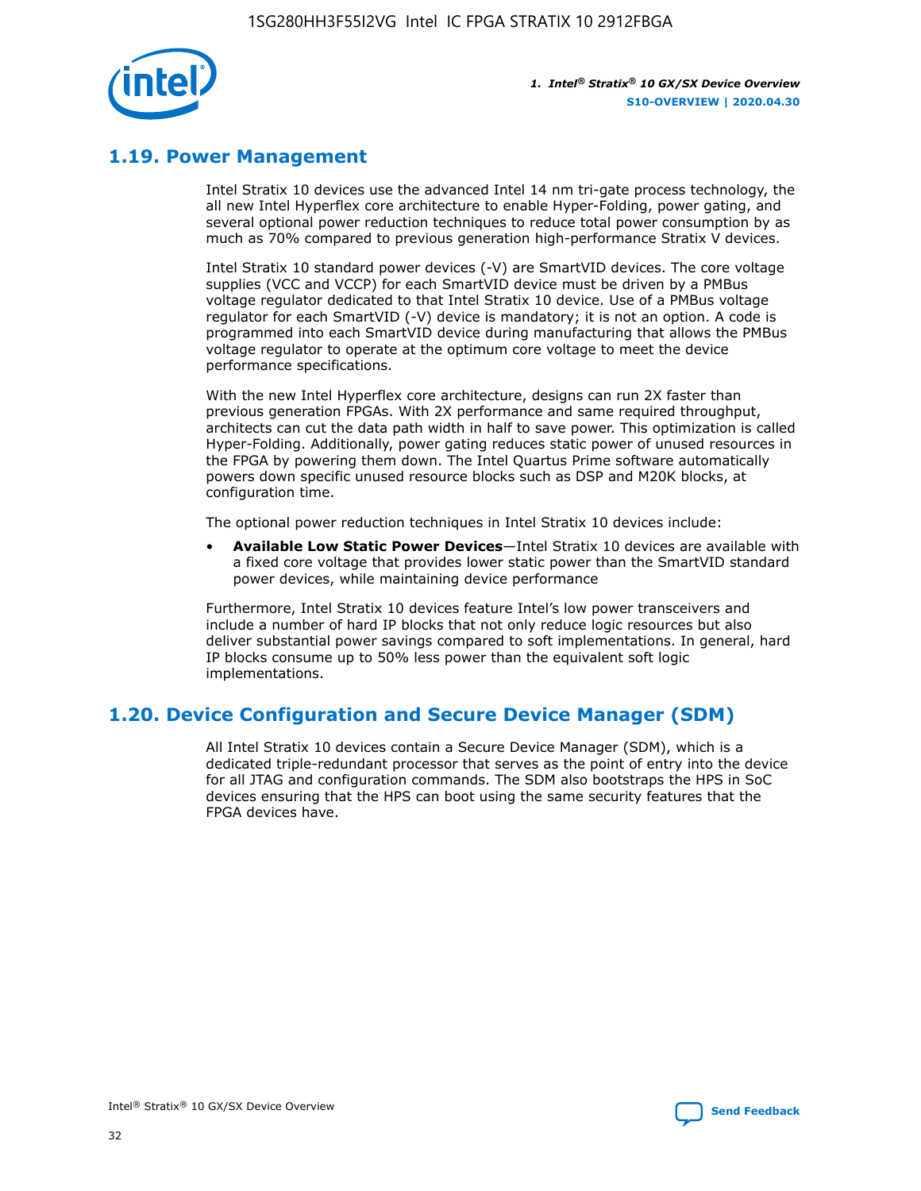## 1.19. Power Management

Intel Stratix 10 devices use the advanced Intel 14 nm tri-gate process technology, the all new Intel Hyperflex core architecture to enable Hyper-Folding, power gating, and several optional power reduction techniques to reduce total power consumption by as much as 70% compared to previous generation high-performance Stratix V devices.

Intel Stratix 10 standard power devices (-V) are SmartVID devices. The core voltage supplies (VCC and VCCP) for each SmartVID device must be driven by a PMBus voltage regulator dedicated to that Intel Stratix 10 device. Use of a PMBus voltage regulator for each SmartVID (-V) device is mandatory; it is not an option. A code is programmed into each SmartVID device during manufacturing that allows the PMBus voltage regulator to operate at the optimum core voltage to meet the device performance specifications.

With the new Intel Hyperflex core architecture, designs can run 2X faster than previous generation FPGAs. With 2X performance and same required throughput, architects can cut the data path width in half to save power. This optimization is called Hyper-Folding. Additionally, power gating reduces static power of unused resources in the FPGA by powering them down. The Intel Quartus Prime software automatically powers down specific unused resource blocks such as DSP and M20K blocks, at configuration time.

The optional power reduction techniques in Intel Stratix 10 devices include:

- **Available Low Static Power Devices**—Intel Stratix 10 devices are available with a fixed core voltage that provides lower static power than the SmartVID standard power devices, while maintaining device performance

Furthermore, Intel Stratix 10 devices feature Intel's low power transceivers and include a number of hard IP blocks that not only reduce logic resources but also deliver substantial power savings compared to soft implementations. In general, hard IP blocks consume up to 50% less power than the equivalent soft logic implementations.

## 1.20. Device Configuration and Secure Device Manager (SDM)

All Intel Stratix 10 devices contain a Secure Device Manager (SDM), which is a dedicated triple-redundant processor that serves as the point of entry into the device for all JTAG and configuration commands. The SDM also bootstraps the HPS in SoC devices ensuring that the HPS can boot using the same security features that the FPGA devices have.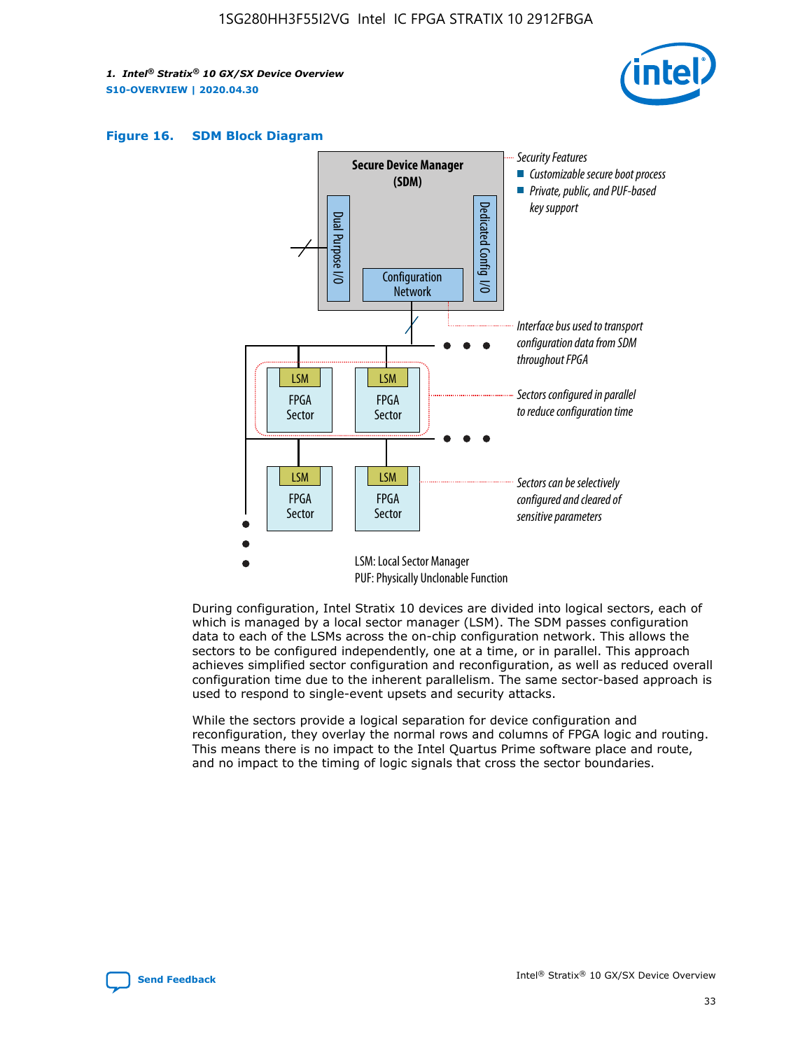Figure 16. SDM Block Diagram

Secure Device Manager (SDM)

Dual Purpose I/O

Dedicated Config I/O

Configuration Network

Security Features
- Customizable secure boot process
- Private, public, and PUF-based key support

Interface bus used to transport configuration data from SDM throughout FPGA

Sectors configured in parallel to reduce configuration time

Sectors can be selectively configured and cleared of sensitive parameters

LSM: Local Sector Manager
PUF: Physically Unclonable Function

During configuration, Intel Stratix 10 devices are divided into logical sectors, each of which is managed by a local sector manager (LSM). The SDM passes configuration data to each of the LSMs across the on-chip configuration network. This allows the sectors to be configured independently, one at a time, or in parallel. This approach achieves simplified sector configuration and reconfiguration, as well as reduced overall configuration time due to the inherent parallelism. The same sector-based approach is used to respond to single-event upsets and security attacks.

While the sectors provide a logical separation for device configuration and reconfiguration, they overlay the normal rows and columns of FPGA logic and routing. This means there is no impact to the Intel Quartus Prime software place and route, and no impact to the timing of logic signals that cross the sector boundaries.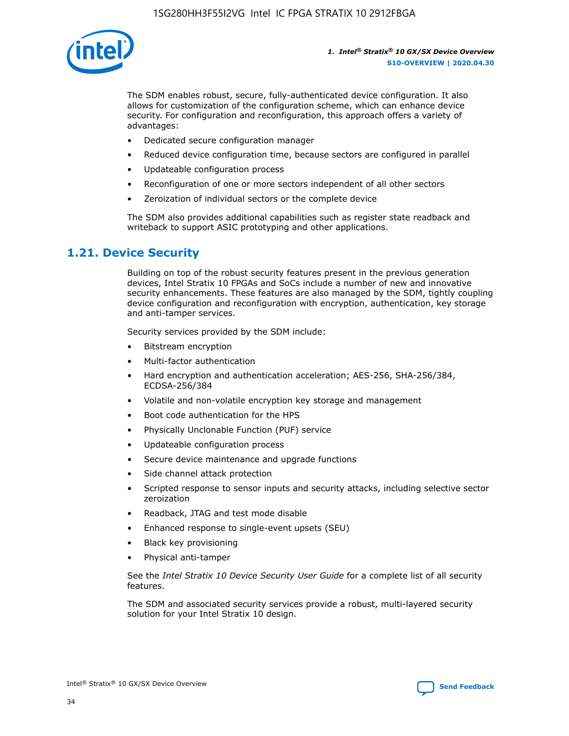The SDM enables robust, secure, fully-authenticated device configuration. It also allows for customization of the configuration scheme, which can enhance device security. For configuration and reconfiguration, this approach offers a variety of advantages:

- Dedicated secure configuration manager
- Reduced device configuration time, because sectors are configured in parallel
- Updateable configuration process
- Reconfiguration of one or more sectors independent of all other sectors
- Zeroization of individual sectors or the complete device

The SDM also provides additional capabilities such as register state readback and writeback to support ASIC prototyping and other applications.

## 1.21. Device Security

Building on top of the robust security features present in the previous generation devices, Intel Stratix 10 FPGAs and SoCs include a number of new and innovative security enhancements. These features are also managed by the SDM, tightly coupling device configuration and reconfiguration with encryption, authentication, key storage and anti-tamper services.

Security services provided by the SDM include:

- Bitstream encryption
- Multi-factor authentication
- Hard encryption and authentication acceleration; AES-256, SHA-256/384, ECDSA-256/384
- Volatile and non-volatile encryption key storage and management
- Boot code authentication for the HPS
- Physically Unclonable Function (PUF) service
- Updateable configuration process
- Secure device maintenance and upgrade functions
- Side channel attack protection
- Scripted response to sensor inputs and security attacks, including selective sector zeroization
- Readback, JTAG and test mode disable
- Enhanced response to single-event upsets (SEU)
- Black key provisioning
- Physical anti-tamper

See the *Intel Stratix 10 Device Security User Guide* for a complete list of all security features.

The SDM and associated security services provide a robust, multi-layered security solution for your Intel Stratix 10 design.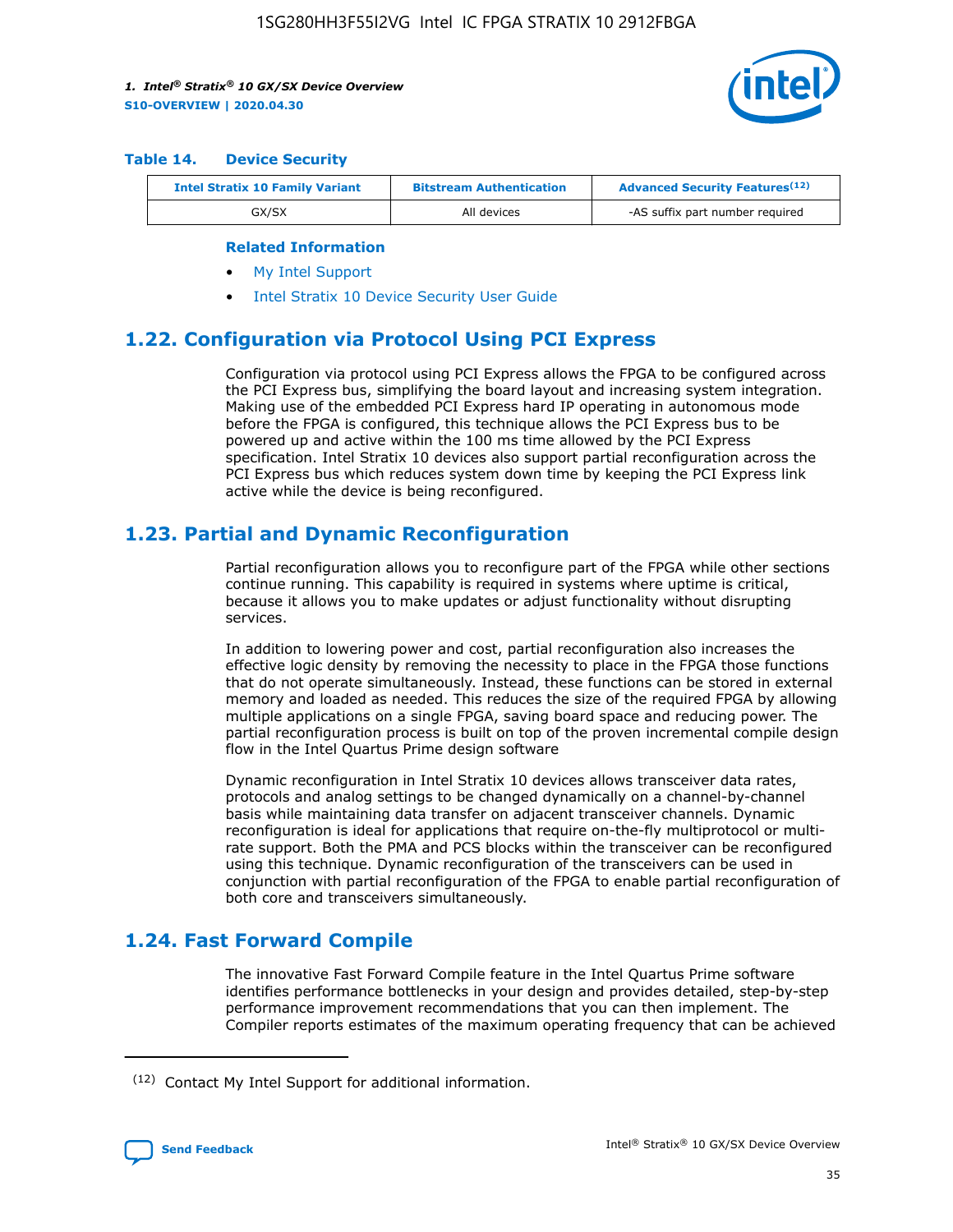**Table 14. Device Security**

| Intel Stratix 10 Family Variant | Bitstream Authentication | Advanced Security Features[12] |
|---|---|---|
| GX/SX | All devices | -AS suffix part number required |

**Related Information**

- My Intel Support
- Intel Stratix 10 Device Security User Guide

## 1.22. Configuration via Protocol Using PCI Express

Configuration via protocol using PCI Express allows the FPGA to be configured across the PCI Express bus, simplifying the board layout and increasing system integration. Making use of the embedded PCI Express hard IP operating in autonomous mode before the FPGA is configured, this technique allows the PCI Express bus to be powered up and active within the 100 ms time allowed by the PCI Express specification. Intel Stratix 10 devices also support partial reconfiguration across the PCI Express bus which reduces system down time by keeping the PCI Express link active while the device is being reconfigured.

## 1.23. Partial and Dynamic Reconfiguration

Partial reconfiguration allows you to reconfigure part of the FPGA while other sections continue running. This capability is required in systems where uptime is critical, because it allows you to make updates or adjust functionality without disrupting services.

In addition to lowering power and cost, partial reconfiguration also increases the effective logic density by removing the necessity to place in the FPGA those functions that do not operate simultaneously. Instead, these functions can be stored in external memory and loaded as needed. This reduces the size of the required FPGA by allowing multiple applications on a single FPGA, saving board space and reducing power. The partial reconfiguration process is built on top of the proven incremental compile design flow in the Intel Quartus Prime design software

Dynamic reconfiguration in Intel Stratix 10 devices allows transceiver data rates, protocols and analog settings to be changed dynamically on a channel-by-channel basis while maintaining data transfer on adjacent transceiver channels. Dynamic reconfiguration is ideal for applications that require on-the-fly multiprotocol or multi-rate support. Both the PMA and PCS blocks within the transceiver can be reconfigured using this technique. Dynamic reconfiguration of the transceivers can be used in conjunction with partial reconfiguration of the FPGA to enable partial reconfiguration of both core and transceivers simultaneously.

## 1.24. Fast Forward Compile

The innovative Fast Forward Compile feature in the Intel Quartus Prime software identifies performance bottlenecks in your design and provides detailed, step-by-step performance improvement recommendations that you can then implement. The Compiler reports estimates of the maximum operating frequency that can be achieved

[12] Contact My Intel Support for additional information.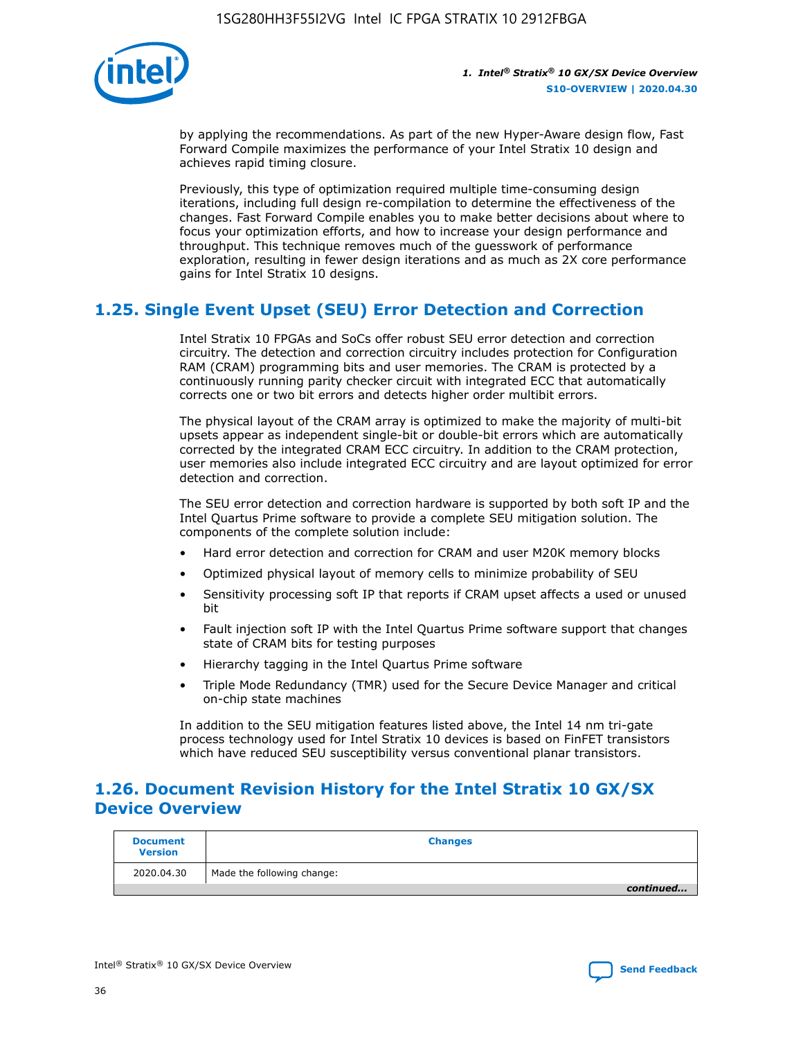by applying the recommendations. As part of the new Hyper-Aware design flow, Fast Forward Compile maximizes the performance of your Intel Stratix 10 design and achieves rapid timing closure.

Previously, this type of optimization required multiple time-consuming design iterations, including full design re-compilation to determine the effectiveness of the changes. Fast Forward Compile enables you to make better decisions about where to focus your optimization efforts, and how to increase your design performance and throughput. This technique removes much of the guesswork of performance exploration, resulting in fewer design iterations and as much as 2X core performance gains for Intel Stratix 10 designs.

## 1.25. Single Event Upset (SEU) Error Detection and Correction

Intel Stratix 10 FPGAs and SoCs offer robust SEU error detection and correction circuitry. The detection and correction circuitry includes protection for Configuration RAM (CRAM) programming bits and user memories. The CRAM is protected by a continuously running parity checker circuit with integrated ECC that automatically corrects one or two bit errors and detects higher order multibit errors.

The physical layout of the CRAM array is optimized to make the majority of multi-bit upsets appear as independent single-bit or double-bit errors which are automatically corrected by the integrated CRAM ECC circuitry. In addition to the CRAM protection, user memories also include integrated ECC circuitry and are layout optimized for error detection and correction.

The SEU error detection and correction hardware is supported by both soft IP and the Intel Quartus Prime software to provide a complete SEU mitigation solution. The components of the complete solution include:

- Hard error detection and correction for CRAM and user M20K memory blocks
- Optimized physical layout of memory cells to minimize probability of SEU
- Sensitivity processing soft IP that reports if CRAM upset affects a used or unused bit
- Fault injection soft IP with the Intel Quartus Prime software support that changes state of CRAM bits for testing purposes
- Hierarchy tagging in the Intel Quartus Prime software
- Triple Mode Redundancy (TMR) used for the Secure Device Manager and critical on-chip state machines

In addition to the SEU mitigation features listed above, the Intel 14 nm tri-gate process technology used for Intel Stratix 10 devices is based on FinFET transistors which have reduced SEU susceptibility versus conventional planar transistors.

## 1.26. Document Revision History for the Intel Stratix 10 GX/SX Device Overview

| Document Version | Changes |
|---|---|
| 2020.04.30 | Made the following change: |

*continued...*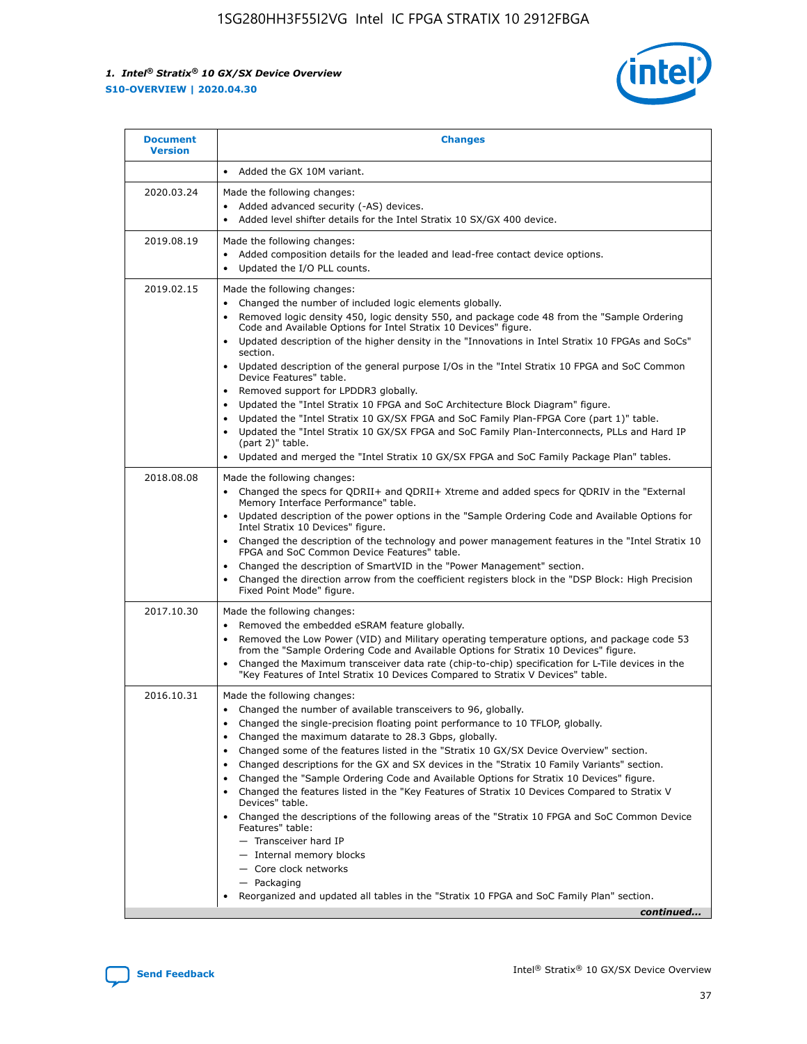| Document Version | Changes |
| --- | --- |
| | • Added the GX 10M variant. |
| 2020.03.24 | Made the following changes:<br>• Added advanced security (-AS) devices.<br>• Added level shifter details for the Intel Stratix 10 SX/GX 400 device. |
| 2019.08.19 | Made the following changes:<br>• Added composition details for the leaded and lead-free contact device options.<br>• Updated the I/O PLL counts. |
| 2019.02.15 | Made the following changes:<br>• Changed the number of included logic elements globally.<br>• Removed logic density 450, logic density 550, and package code 48 from the "Sample Ordering Code and Available Options for Intel Stratix 10 Devices" figure.<br>• Updated description of the higher density in the "Innovations in Intel Stratix 10 FPGAs and SoCs" section.<br>• Updated description of the general purpose I/Os in the "Intel Stratix 10 FPGA and SoC Common Device Features" table.<br>• Removed support for LPDDR3 globally.<br>• Updated the "Intel Stratix 10 FPGA and SoC Architecture Block Diagram" figure.<br>• Updated the "Intel Stratix 10 GX/SX FPGA and SoC Family Plan-FPGA Core (part 1)" table.<br>• Updated the "Intel Stratix 10 GX/SX FPGA and SoC Family Plan-Interconnects, PLLs and Hard IP (part 2)" table.<br>• Updated and merged the "Intel Stratix 10 GX/SX FPGA and SoC Family Package Plan" tables. |
| 2018.08.08 | Made the following changes:<br>• Changed the specs for QDRII+ and QDRII+ Xtreme and added specs for QDRIV in the "External Memory Interface Performance" table.<br>• Updated description of the power options in the "Sample Ordering Code and Available Options for Intel Stratix 10 Devices" figure.<br>• Changed the description of the technology and power management features in the "Intel Stratix 10 FPGA and SoC Common Device Features" table.<br>• Changed the description of SmartVID in the "Power Management" section.<br>• Changed the direction arrow from the coefficient registers block in the "DSP Block: High Precision Fixed Point Mode" figure. |
| 2017.10.30 | Made the following changes:<br>• Removed the embedded eSRAM feature globally.<br>• Removed the Low Power (VID) and Military operating temperature options, and package code 53 from the "Sample Ordering Code and Available Options for Stratix 10 Devices" figure.<br>• Changed the Maximum transceiver data rate (chip-to-chip) specification for L-Tile devices in the "Key Features of Intel Stratix 10 Devices Compared to Stratix V Devices" table. |
| 2016.10.31 | Made the following changes:<br>• Changed the number of available transceivers to 96, globally.<br>• Changed the single-precision floating point performance to 10 TFLOP, globally.<br>• Changed the maximum datarate to 28.3 Gbps, globally.<br>• Changed some of the features listed in the "Stratix 10 GX/SX Device Overview" section.<br>• Changed descriptions for the GX and SX devices in the "Stratix 10 Family Variants" section.<br>• Changed the "Sample Ordering Code and Available Options for Stratix 10 Devices" figure.<br>• Changed the features listed in the "Key Features of Stratix 10 Devices Compared to Stratix V Devices" table.<br>• Changed the descriptions of the following areas of the "Stratix 10 FPGA and SoC Common Device Features" table:<br>— Transceiver hard IP<br>— Internal memory blocks<br>— Core clock networks<br>— Packaging<br>• Reorganized and updated all tables in the "Stratix 10 FPGA and SoC Family Plan" section. |

*continued...*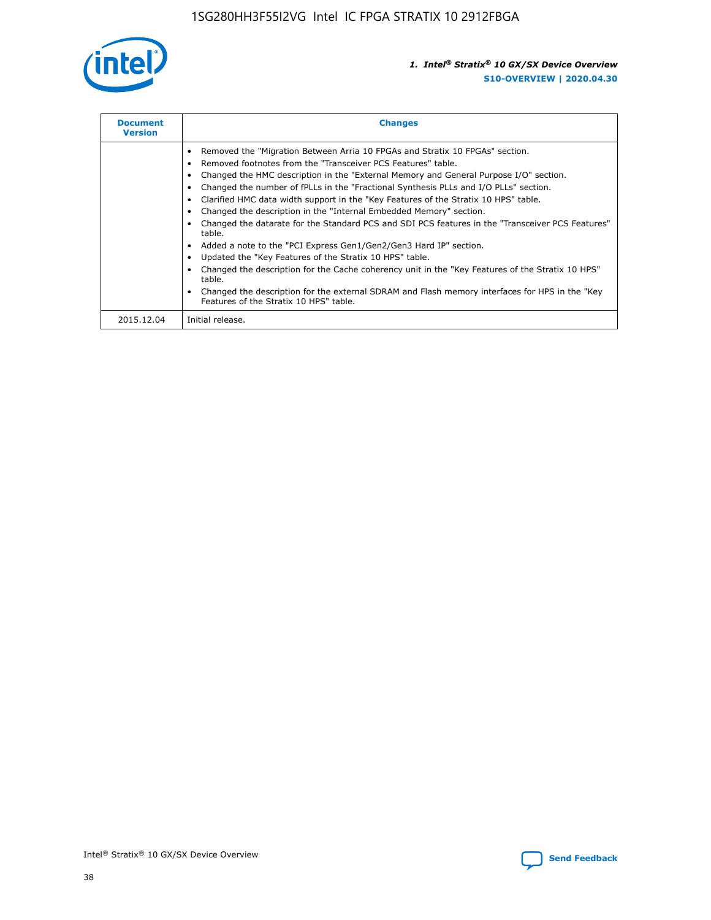| Document Version | Changes |
| --- | --- |
| | • Removed the "Migration Between Arria 10 FPGAs and Stratix 10 FPGAs" section.<br>• Removed footnotes from the "Transceiver PCS Features" table.<br>• Changed the HMC description in the "External Memory and General Purpose I/O" section.<br>• Changed the number of fPLLs in the "Fractional Synthesis PLLs and I/O PLLs" section.<br>• Clarified HMC data width support in the "Key Features of the Stratix 10 HPS" table.<br>• Changed the description in the "Internal Embedded Memory" section.<br>• Changed the datarate for the Standard PCS and SDI PCS features in the "Transceiver PCS Features" table.<br>• Added a note to the "PCI Express Gen1/Gen2/Gen3 Hard IP" section.<br>• Updated the "Key Features of the Stratix 10 HPS" table.<br>• Changed the description for the Cache coherency unit in the "Key Features of the Stratix 10 HPS" table.<br>• Changed the description for the external SDRAM and Flash memory interfaces for HPS in the "Key Features of the Stratix 10 HPS" table. |
| 2015.12.04 | Initial release. |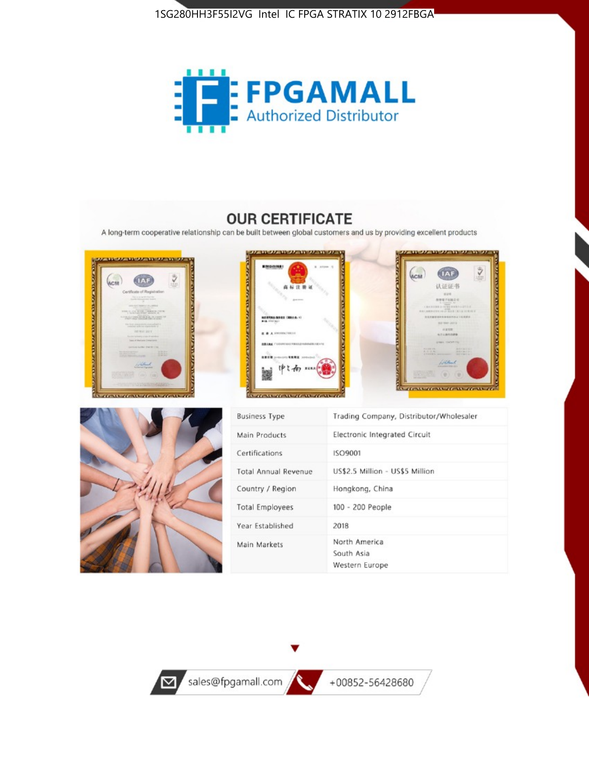FPGAMALL

Authorized Distributor

## OUR CERTIFICATE

A long-term cooperative relationship can be built between global customers and us by providing excellent products

| | |
|---|---|
| Business Type | Trading Company, Distributor/Wholesaler |
| Main Products | Electronic Integrated Circuit |
| Certifications | ISO9001 |
| Total Annual Revenue | US$2.5 Million - US$5 Million |
| Country / Region | Hongkong, China |
| Total Employees | 100 - 200 People |
| Year Established | 2018 |
| Main Markets | North America<br>South Asia<br>Western Europe |

sales@fpgamall.com

+00852-56428680